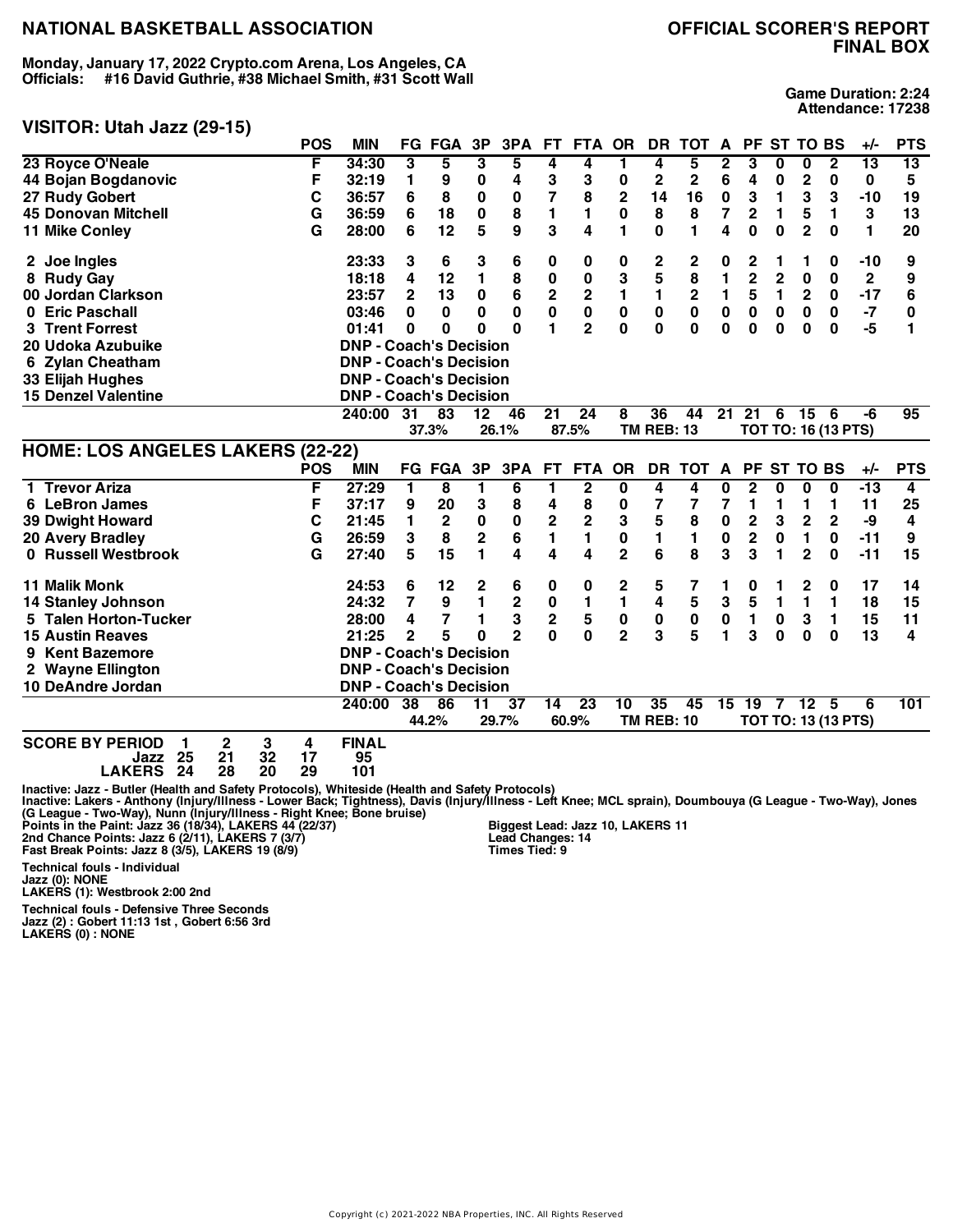# NATIONAL BASKETBALL ASSOCIATION

## OFFICIAL SCORER'S REPORT
## FINAL BOX

**Monday, January 17, 2022 Crypto.com Arena, Los Angeles, CA**
**Officials: #16 David Guthrie, #38 Michael Smith, #31 Scott Wall**

**Game Duration: 2:24**
**Attendance: 17238**

## VISITOR: Utah Jazz (29-15)

| | POS | MIN | FG | FGA | 3P | 3PA | FT | FTA | OR | DR | TOT | A | PF | ST | TO | BS | +/- | PTS |
|---|---|---|---|---|---|---|---|---|---|---|---|---|---|---|---|---|---|---|
| 23 Royce O'Neale | F | 34:30 | 3 | 5 | 3 | 5 | 4 | 4 | 1 | 4 | 5 | 2 | 3 | 0 | 0 | 2 | 13 | 13 |
| 44 Bojan Bogdanovic | F | 32:19 | 1 | 9 | 0 | 4 | 3 | 3 | 0 | 2 | 2 | 6 | 4 | 0 | 2 | 0 | 0 | 5 |
| 27 Rudy Gobert | C | 36:57 | 6 | 8 | 0 | 0 | 7 | 8 | 2 | 14 | 16 | 0 | 3 | 1 | 3 | 3 | -10 | 19 |
| 45 Donovan Mitchell | G | 36:59 | 6 | 18 | 0 | 8 | 1 | 1 | 0 | 8 | 8 | 7 | 2 | 1 | 5 | 1 | 3 | 13 |
| 11 Mike Conley | G | 28:00 | 6 | 12 | 5 | 9 | 3 | 4 | 1 | 0 | 1 | 4 | 0 | 0 | 2 | 0 | 1 | 20 |
| 2 Joe Ingles | | 23:33 | 3 | 6 | 3 | 6 | 0 | 0 | 0 | 2 | 2 | 0 | 2 | 1 | 1 | 0 | -10 | 9 |
| 8 Rudy Gay | | 18:18 | 4 | 12 | 1 | 8 | 0 | 0 | 3 | 5 | 8 | 1 | 2 | 2 | 0 | 0 | 2 | 9 |
| 00 Jordan Clarkson | | 23:57 | 2 | 13 | 0 | 6 | 2 | 2 | 1 | 1 | 2 | 1 | 5 | 1 | 2 | 0 | -17 | 6 |
| 0 Eric Paschall | | 03:46 | 0 | 0 | 0 | 0 | 0 | 0 | 0 | 0 | 0 | 0 | 0 | 0 | 0 | 0 | -7 | 0 |
| 3 Trent Forrest | | 01:41 | 0 | 0 | 0 | 0 | 1 | 2 | 0 | 0 | 0 | 0 | 0 | 0 | 0 | 0 | -5 | 1 |
| 20 Udoka Azubuike | | DNP - Coach's Decision | | | | | | | | | | | | | | | | |
| 6 Zylan Cheatham | | DNP - Coach's Decision | | | | | | | | | | | | | | | | |
| 33 Elijah Hughes | | DNP - Coach's Decision | | | | | | | | | | | | | | | | |
| 15 Denzel Valentine | | DNP - Coach's Decision | | | | | | | | | | | | | | | | |
| | | 240:00 | 31 | 83 | 12 | 46 | 21 | 24 | 8 | 36 | 44 | 21 | 21 | 6 | 15 | 6 | -6 | 95 |
| | | | | 37.3% | | 26.1% | | 87.5% | | TM REB: 13 | | | TOT TO: 16 (13 PTS) | | | | | |

## HOME: LOS ANGELES LAKERS (22-22)

| | POS | MIN | FG | FGA | 3P | 3PA | FT | FTA | OR | DR | TOT | A | PF | ST | TO | BS | +/- | PTS |
|---|---|---|---|---|---|---|---|---|---|---|---|---|---|---|---|---|---|---|
| 1 Trevor Ariza | F | 27:29 | 1 | 8 | 1 | 6 | 1 | 2 | 0 | 4 | 4 | 0 | 2 | 0 | 0 | 0 | -13 | 4 |
| 6 LeBron James | F | 37:17 | 9 | 20 | 3 | 8 | 4 | 8 | 0 | 7 | 7 | 7 | 1 | 1 | 1 | 1 | 11 | 25 |
| 39 Dwight Howard | C | 21:45 | 1 | 2 | 0 | 0 | 2 | 2 | 3 | 5 | 8 | 0 | 2 | 3 | 2 | 2 | -9 | 4 |
| 20 Avery Bradley | G | 26:59 | 3 | 8 | 2 | 6 | 1 | 1 | 0 | 1 | 1 | 0 | 2 | 0 | 1 | 0 | -11 | 9 |
| 0 Russell Westbrook | G | 27:40 | 5 | 15 | 1 | 4 | 4 | 4 | 2 | 6 | 8 | 3 | 3 | 1 | 2 | 0 | -11 | 15 |
| 11 Malik Monk | | 24:53 | 6 | 12 | 2 | 6 | 0 | 0 | 2 | 5 | 7 | 1 | 0 | 1 | 2 | 0 | 17 | 14 |
| 14 Stanley Johnson | | 24:32 | 7 | 9 | 1 | 2 | 0 | 1 | 1 | 4 | 5 | 3 | 5 | 1 | 1 | 1 | 18 | 15 |
| 5 Talen Horton-Tucker | | 28:00 | 4 | 7 | 1 | 3 | 2 | 5 | 0 | 0 | 0 | 0 | 1 | 0 | 3 | 1 | 15 | 11 |
| 15 Austin Reaves | | 21:25 | 2 | 5 | 0 | 2 | 0 | 0 | 2 | 3 | 5 | 1 | 3 | 0 | 0 | 0 | 13 | 4 |
| 9 Kent Bazemore | | DNP - Coach's Decision | | | | | | | | | | | | | | | | |
| 2 Wayne Ellington | | DNP - Coach's Decision | | | | | | | | | | | | | | | | |
| 10 DeAndre Jordan | | DNP - Coach's Decision | | | | | | | | | | | | | | | | |
| | | 240:00 | 38 | 86 | 11 | 37 | 14 | 23 | 10 | 35 | 45 | 15 | 19 | 7 | 12 | 5 | 6 | 101 |
| | | | | 44.2% | | 29.7% | | 60.9% | | TM REB: 10 | | | TOT TO: 13 (13 PTS) | | | | | |

**SCORE BY PERIOD**

| | 1 | 2 | 3 | 4 | FINAL |
|---|---|---|---|---|---|
| Jazz | 25 | 21 | 32 | 17 | 95 |
| LAKERS | 24 | 28 | 20 | 29 | 101 |

**Inactive: Jazz - Butler (Health and Safety Protocols), Whiteside (Health and Safety Protocols)**
**Inactive: Lakers - Anthony (Injury/Illness - Lower Back; Tightness), Davis (Injury/Illness - Left Knee; MCL sprain), Doumbouya (G League - Two-Way), Jones (G League - Two-Way), Nunn (Injury/Illness - Right Knee; Bone bruise)**

**Points in the Paint: Jazz 36 (18/34), LAKERS 44 (22/37)**
**2nd Chance Points: Jazz 6 (2/11), LAKERS 7 (3/7)**
**Fast Break Points: Jazz 8 (3/5), LAKERS 19 (8/9)**

**Biggest Lead: Jazz 10, LAKERS 11**
**Lead Changes: 14**
**Times Tied: 9**

**Technical fouls - Individual**
**Jazz (0): NONE**
**LAKERS (1): Westbrook 2:00 2nd**

**Technical fouls - Defensive Three Seconds**
**Jazz (2) : Gobert 11:13 1st , Gobert 6:56 3rd**
**LAKERS (0) : NONE**

Copyright (c) 2021-2022 NBA Properties, INC. All Rights Reserved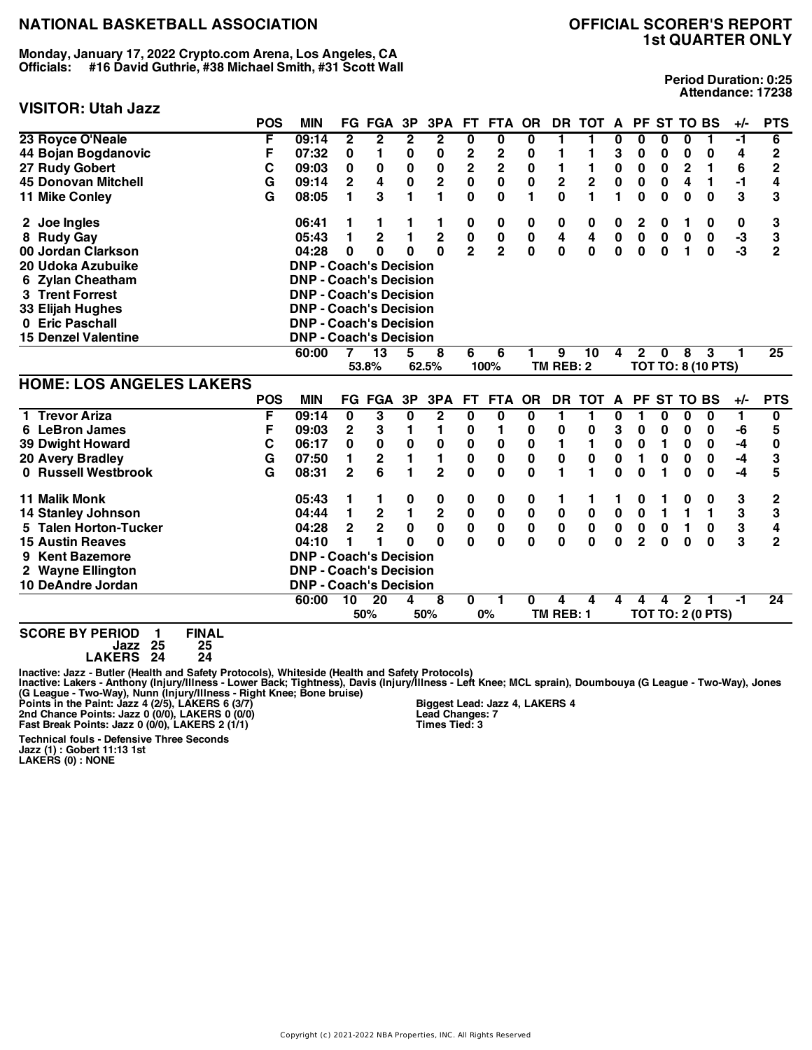# NATIONAL BASKETBALL ASSOCIATION

## OFFICIAL SCORER'S REPORT
## 1st QUARTER ONLY

**Monday, January 17, 2022 Crypto.com Arena, Los Angeles, CA**
**Officials: #16 David Guthrie, #38 Michael Smith, #31 Scott Wall**

**Period Duration: 0:25**
**Attendance: 17238**

## VISITOR: Utah Jazz

| | POS | MIN | FG | FGA | 3P | 3PA | FT | FTA | OR | DR | TOT | A | PF | ST | TO | BS | +/- | PTS |
|---|---|---|---|---|---|---|---|---|---|---|---|---|---|---|---|---|---|---|
| 23 Royce O'Neale | F | 09:14 | 2 | 2 | 2 | 2 | 0 | 0 | 0 | 1 | 1 | 0 | 0 | 0 | 0 | 1 | -1 | 6 |
| 44 Bojan Bogdanovic | F | 07:32 | 0 | 1 | 0 | 0 | 2 | 2 | 0 | 1 | 1 | 3 | 0 | 0 | 0 | 0 | 4 | 2 |
| 27 Rudy Gobert | C | 09:03 | 0 | 0 | 0 | 0 | 2 | 2 | 0 | 1 | 1 | 0 | 0 | 0 | 2 | 1 | 6 | 2 |
| 45 Donovan Mitchell | G | 09:14 | 2 | 4 | 0 | 2 | 0 | 0 | 0 | 2 | 2 | 0 | 0 | 0 | 4 | 1 | -1 | 4 |
| 11 Mike Conley | G | 08:05 | 1 | 3 | 1 | 1 | 0 | 0 | 1 | 0 | 1 | 1 | 0 | 0 | 0 | 0 | 3 | 3 |
| 2 Joe Ingles | | 06:41 | 1 | 1 | 1 | 1 | 0 | 0 | 0 | 0 | 0 | 0 | 2 | 0 | 1 | 0 | 0 | 3 |
| 8 Rudy Gay | | 05:43 | 1 | 2 | 1 | 2 | 0 | 0 | 0 | 4 | 4 | 0 | 0 | 0 | 0 | 0 | -3 | 3 |
| 00 Jordan Clarkson | | 04:28 | 0 | 0 | 0 | 0 | 2 | 2 | 0 | 0 | 0 | 0 | 0 | 0 | 1 | 0 | -3 | 2 |
| 20 Udoka Azubuike | | DNP - Coach's Decision | | | | | | | | | | | | | | | | |
| 6 Zylan Cheatham | | DNP - Coach's Decision | | | | | | | | | | | | | | | | |
| 3 Trent Forrest | | DNP - Coach's Decision | | | | | | | | | | | | | | | | |
| 33 Elijah Hughes | | DNP - Coach's Decision | | | | | | | | | | | | | | | | |
| 0 Eric Paschall | | DNP - Coach's Decision | | | | | | | | | | | | | | | | |
| 15 Denzel Valentine | | DNP - Coach's Decision | | | | | | | | | | | | | | | | |
| | | 60:00 | 7 | 13 | 5 | 8 | 6 | 6 | 1 | 9 | 10 | 4 | 2 | 0 | 8 | 3 | 1 | 25 |
| | | | | 53.8% | | 62.5% | | 100% | | TM REB: 2 | | | TOT TO: 8 (10 PTS) | | | | | |

## HOME: LOS ANGELES LAKERS

| | POS | MIN | FG | FGA | 3P | 3PA | FT | FTA | OR | DR | TOT | A | PF | ST | TO | BS | +/- | PTS |
|---|---|---|---|---|---|---|---|---|---|---|---|---|---|---|---|---|---|---|
| 1 Trevor Ariza | F | 09:14 | 0 | 3 | 0 | 2 | 0 | 0 | 0 | 1 | 1 | 0 | 1 | 0 | 0 | 0 | 1 | 0 |
| 6 LeBron James | F | 09:03 | 2 | 3 | 1 | 1 | 0 | 1 | 0 | 0 | 0 | 3 | 0 | 0 | 0 | 0 | -6 | 5 |
| 39 Dwight Howard | C | 06:17 | 0 | 0 | 0 | 0 | 0 | 0 | 0 | 1 | 1 | 0 | 0 | 1 | 0 | 0 | -4 | 0 |
| 20 Avery Bradley | G | 07:50 | 1 | 2 | 1 | 1 | 0 | 0 | 0 | 0 | 0 | 0 | 1 | 0 | 0 | 0 | -4 | 3 |
| 0 Russell Westbrook | G | 08:31 | 2 | 6 | 1 | 2 | 0 | 0 | 0 | 1 | 1 | 0 | 0 | 1 | 0 | 0 | -4 | 5 |
| 11 Malik Monk | | 05:43 | 1 | 1 | 0 | 0 | 0 | 0 | 0 | 1 | 1 | 1 | 0 | 1 | 0 | 0 | 3 | 2 |
| 14 Stanley Johnson | | 04:44 | 1 | 2 | 1 | 2 | 0 | 0 | 0 | 0 | 0 | 0 | 0 | 1 | 1 | 1 | 3 | 3 |
| 5 Talen Horton-Tucker | | 04:28 | 2 | 2 | 0 | 0 | 0 | 0 | 0 | 0 | 0 | 0 | 0 | 0 | 1 | 0 | 3 | 4 |
| 15 Austin Reaves | | 04:10 | 1 | 1 | 0 | 0 | 0 | 0 | 0 | 0 | 0 | 0 | 2 | 0 | 0 | 0 | 3 | 2 |
| 9 Kent Bazemore | | DNP - Coach's Decision | | | | | | | | | | | | | | | | |
| 2 Wayne Ellington | | DNP - Coach's Decision | | | | | | | | | | | | | | | | |
| 10 DeAndre Jordan | | DNP - Coach's Decision | | | | | | | | | | | | | | | | |
| | | 60:00 | 10 | 20 | 4 | 8 | 0 | 1 | 0 | 4 | 4 | 4 | 4 | 4 | 2 | 1 | -1 | 24 |
| | | | | 50% | | 50% | | 0% | | TM REB: 1 | | | TOT TO: 2 (0 PTS) | | | | | |

| SCORE BY PERIOD | 1 | FINAL |
|---|---|---|
| Jazz | 25 | 25 |
| LAKERS | 24 | 24 |

Inactive: Jazz - Butler (Health and Safety Protocols), Whiteside (Health and Safety Protocols)
Inactive: Lakers - Anthony (Injury/Illness - Lower Back; Tightness), Davis (Injury/Illness - Left Knee; MCL sprain), Doumbouya (G League - Two-Way), Jones (G League - Two-Way), Nunn (Injury/Illness - Right Knee; Bone bruise)

Points in the Paint: Jazz 4 (2/5), LAKERS 6 (3/7)
2nd Chance Points: Jazz 0 (0/0), LAKERS 0 (0/0)
Fast Break Points: Jazz 0 (0/0), LAKERS 2 (1/1)

Biggest Lead: Jazz 4, LAKERS 4
Lead Changes: 7
Times Tied: 3

Technical fouls - Defensive Three Seconds
Jazz (1) : Gobert 11:13 1st
LAKERS (0) : NONE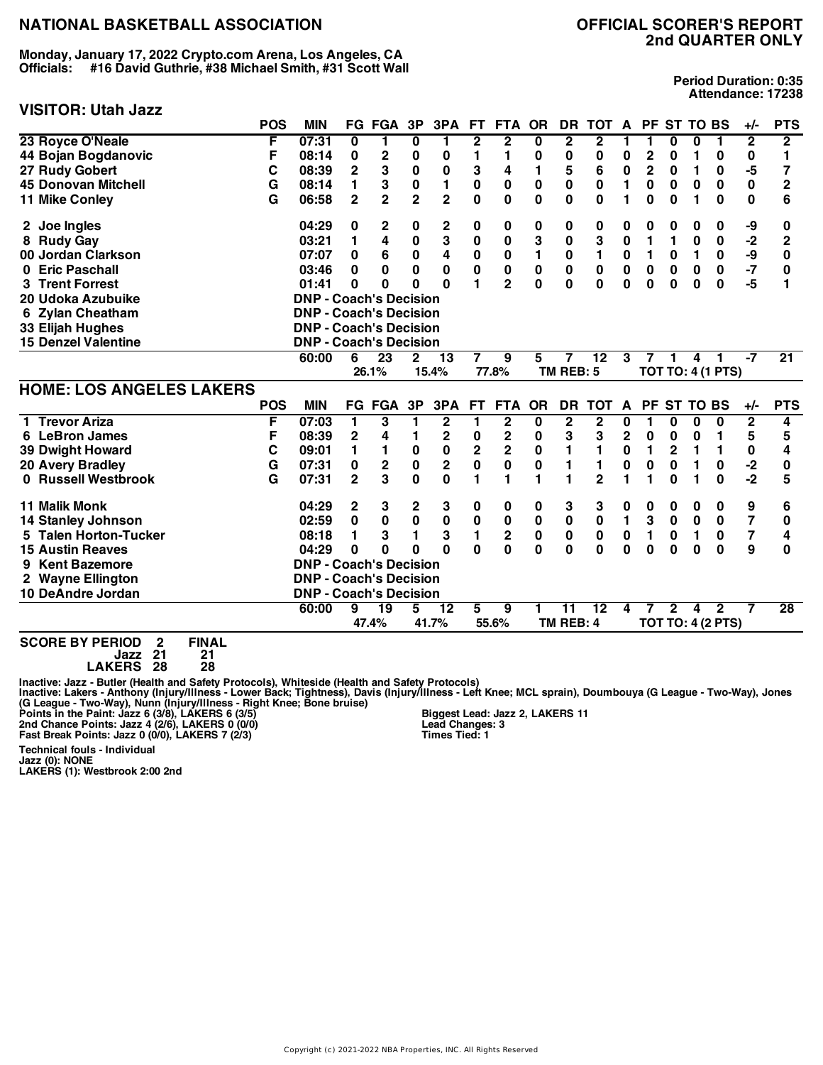# NATIONAL BASKETBALL ASSOCIATION

# OFFICIAL SCORER'S REPORT
## 2nd QUARTER ONLY

**Monday, January 17, 2022 Crypto.com Arena, Los Angeles, CA**
**Officials: #16 David Guthrie, #38 Michael Smith, #31 Scott Wall**

**Period Duration: 0:35**
**Attendance: 17238**

## VISITOR: Utah Jazz

| | POS | MIN | FG | FGA | 3P | 3PA | FT | FTA | OR | DR | TOT | A | PF | ST | TO | BS | +/- | PTS |
|---|---|---|---|---|---|---|---|---|---|---|---|---|---|---|---|---|---|---|
| 23 Royce O'Neale | F | 07:31 | 0 | 1 | 0 | 1 | 2 | 2 | 0 | 2 | 2 | 1 | 1 | 0 | 0 | 1 | 2 | 2 |
| 44 Bojan Bogdanovic | F | 08:14 | 0 | 2 | 0 | 0 | 1 | 1 | 0 | 0 | 0 | 0 | 2 | 0 | 1 | 0 | 0 | 1 |
| 27 Rudy Gobert | C | 08:39 | 2 | 3 | 0 | 0 | 3 | 4 | 1 | 5 | 6 | 0 | 2 | 0 | 1 | 0 | -5 | 7 |
| 45 Donovan Mitchell | G | 08:14 | 1 | 3 | 0 | 1 | 0 | 0 | 0 | 0 | 0 | 1 | 0 | 0 | 0 | 0 | 0 | 2 |
| 11 Mike Conley | G | 06:58 | 2 | 2 | 2 | 2 | 0 | 0 | 0 | 0 | 0 | 1 | 0 | 0 | 1 | 0 | 0 | 6 |
| 2 Joe Ingles | | 04:29 | 0 | 2 | 0 | 2 | 0 | 0 | 0 | 0 | 0 | 0 | 0 | 0 | 0 | 0 | -9 | 0 |
| 8 Rudy Gay | | 03:21 | 1 | 4 | 0 | 3 | 0 | 0 | 3 | 0 | 3 | 0 | 1 | 1 | 0 | 0 | -2 | 2 |
| 00 Jordan Clarkson | | 07:07 | 0 | 6 | 0 | 4 | 0 | 0 | 1 | 0 | 1 | 0 | 1 | 0 | 1 | 0 | -9 | 0 |
| 0 Eric Paschall | | 03:46 | 0 | 0 | 0 | 0 | 0 | 0 | 0 | 0 | 0 | 0 | 0 | 0 | 0 | 0 | -7 | 0 |
| 3 Trent Forrest | | 01:41 | 0 | 0 | 0 | 0 | 1 | 2 | 0 | 0 | 0 | 0 | 0 | 0 | 0 | 0 | -5 | 1 |
| 20 Udoka Azubuike | | DNP - Coach's Decision | | | | | | | | | | | | | | | | |
| 6 Zylan Cheatham | | DNP - Coach's Decision | | | | | | | | | | | | | | | | |
| 33 Elijah Hughes | | DNP - Coach's Decision | | | | | | | | | | | | | | | | |
| 15 Denzel Valentine | | DNP - Coach's Decision | | | | | | | | | | | | | | | | |
| | | 60:00 | 6 | 23 | 2 | 13 | 7 | 9 | 5 | 7 | 12 | 3 | 7 | 1 | 4 | 1 | -7 | 21 |
| | | | 26.1% | | 15.4% | | 77.8% | | | TM REB: 5 | | | TOT TO: 4 (1 PTS) | | | | | |

## HOME: LOS ANGELES LAKERS

| | POS | MIN | FG | FGA | 3P | 3PA | FT | FTA | OR | DR | TOT | A | PF | ST | TO | BS | +/- | PTS |
|---|---|---|---|---|---|---|---|---|---|---|---|---|---|---|---|---|---|---|
| 1 Trevor Ariza | F | 07:03 | 1 | 3 | 1 | 2 | 1 | 2 | 0 | 2 | 2 | 0 | 1 | 0 | 0 | 0 | 2 | 4 |
| 6 LeBron James | F | 08:39 | 2 | 4 | 1 | 2 | 0 | 2 | 0 | 3 | 3 | 2 | 0 | 0 | 0 | 1 | 5 | 5 |
| 39 Dwight Howard | C | 09:01 | 1 | 1 | 0 | 0 | 2 | 2 | 0 | 1 | 1 | 0 | 1 | 2 | 1 | 1 | 0 | 4 |
| 20 Avery Bradley | G | 07:31 | 0 | 2 | 0 | 2 | 0 | 0 | 0 | 1 | 1 | 0 | 0 | 0 | 1 | 0 | -2 | 0 |
| 0 Russell Westbrook | G | 07:31 | 2 | 3 | 0 | 0 | 1 | 1 | 1 | 1 | 2 | 1 | 1 | 0 | 1 | 0 | -2 | 5 |
| 11 Malik Monk | | 04:29 | 2 | 3 | 2 | 3 | 0 | 0 | 0 | 3 | 3 | 0 | 0 | 0 | 0 | 0 | 9 | 6 |
| 14 Stanley Johnson | | 02:59 | 0 | 0 | 0 | 0 | 0 | 0 | 0 | 0 | 0 | 1 | 3 | 0 | 0 | 0 | 7 | 0 |
| 5 Talen Horton-Tucker | | 08:18 | 1 | 3 | 1 | 3 | 1 | 2 | 0 | 0 | 0 | 0 | 1 | 0 | 1 | 0 | 7 | 4 |
| 15 Austin Reaves | | 04:29 | 0 | 0 | 0 | 0 | 0 | 0 | 0 | 0 | 0 | 0 | 0 | 0 | 0 | 0 | 9 | 0 |
| 9 Kent Bazemore | | DNP - Coach's Decision | | | | | | | | | | | | | | | | |
| 2 Wayne Ellington | | DNP - Coach's Decision | | | | | | | | | | | | | | | | |
| 10 DeAndre Jordan | | DNP - Coach's Decision | | | | | | | | | | | | | | | | |
| | | 60:00 | 9 | 19 | 5 | 12 | 5 | 9 | 1 | 11 | 12 | 4 | 7 | 2 | 4 | 2 | 7 | 28 |
| | | | 47.4% | | 41.7% | | 55.6% | | | TM REB: 4 | | | TOT TO: 4 (2 PTS) | | | | | |

**SCORE BY PERIOD**

| | 2 | FINAL |
|---|---|---|
| Jazz | 21 | 21 |
| LAKERS | 28 | 28 |

Inactive: Jazz - Butler (Health and Safety Protocols), Whiteside (Health and Safety Protocols)
Inactive: Lakers - Anthony (Injury/Illness - Lower Back; Tightness), Davis (Injury/Illness - Left Knee; MCL sprain), Doumbouya (G League - Two-Way), Jones (G League - Two-Way), Nunn (Injury/Illness - Right Knee; Bone bruise)

Points in the Paint: Jazz 6 (3/8), LAKERS 6 (3/5)
2nd Chance Points: Jazz 4 (2/6), LAKERS 0 (0/0)
Fast Break Points: Jazz 0 (0/0), LAKERS 7 (2/3)

Biggest Lead: Jazz 2, LAKERS 11
Lead Changes: 3
Times Tied: 1

**Technical fouls - Individual**
**Jazz (0): NONE**
**LAKERS (1): Westbrook 2:00 2nd**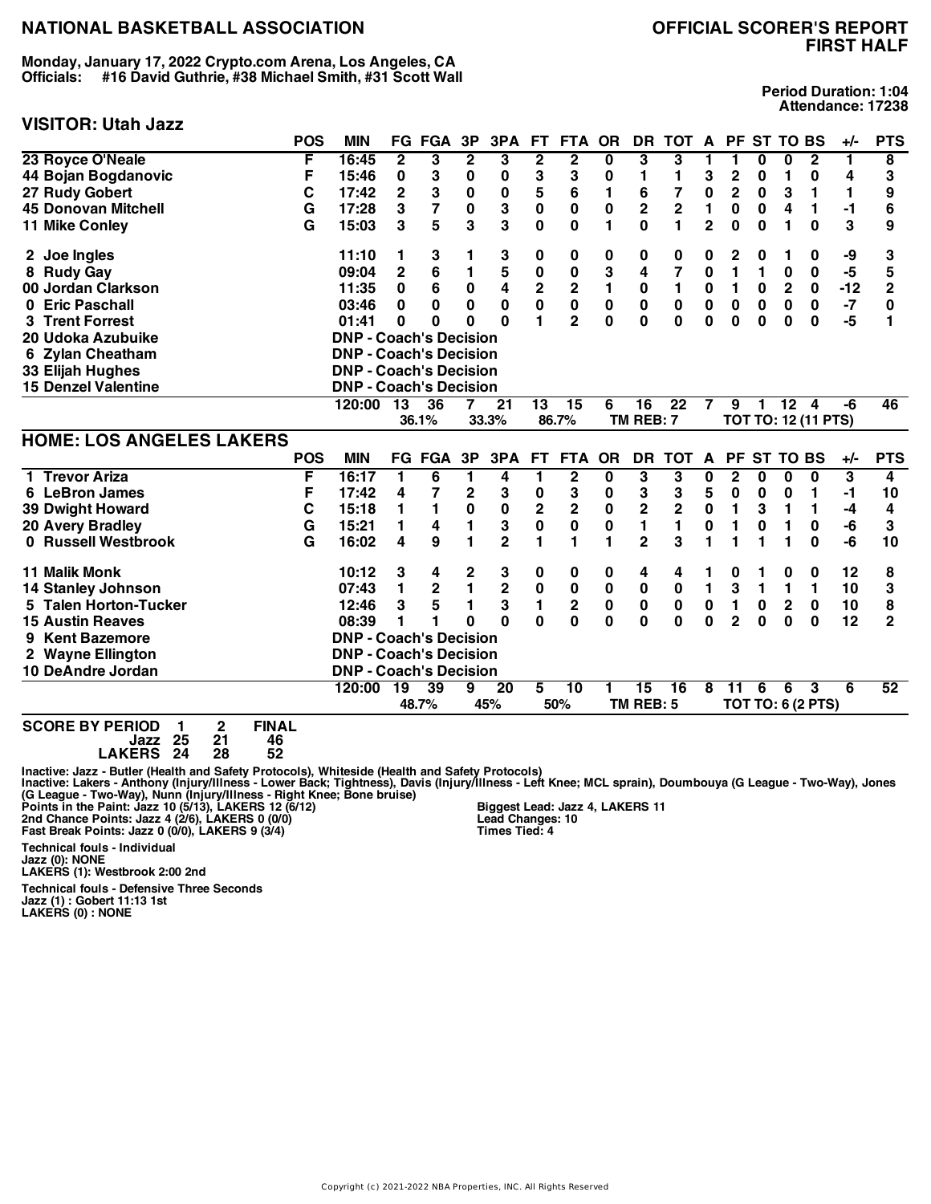# NATIONAL BASKETBALL ASSOCIATION

## OFFICIAL SCORER'S REPORT
## FIRST HALF

**Monday, January 17, 2022 Crypto.com Arena, Los Angeles, CA**
**Officials: #16 David Guthrie, #38 Michael Smith, #31 Scott Wall**

**Period Duration: 1:04**
**Attendance: 17238**

### VISITOR: Utah Jazz

| | POS | MIN | FG | FGA | 3P | 3PA | FT | FTA | OR | DR | TOT | A | PF | ST | TO | BS | +/- | PTS |
|---|---|---|---|---|---|---|---|---|---|---|---|---|---|---|---|---|---|---|
| 23 Royce O'Neale | F | 16:45 | 2 | 3 | 2 | 3 | 2 | 2 | 0 | 3 | 3 | 1 | 1 | 0 | 0 | 2 | 1 | 8 |
| 44 Bojan Bogdanovic | F | 15:46 | 0 | 3 | 0 | 0 | 3 | 3 | 0 | 1 | 1 | 3 | 2 | 0 | 1 | 0 | 4 | 3 |
| 27 Rudy Gobert | C | 17:42 | 2 | 3 | 0 | 0 | 5 | 6 | 1 | 6 | 7 | 0 | 2 | 0 | 3 | 1 | 1 | 9 |
| 45 Donovan Mitchell | G | 17:28 | 3 | 7 | 0 | 3 | 0 | 0 | 0 | 2 | 2 | 1 | 0 | 0 | 4 | 1 | -1 | 6 |
| 11 Mike Conley | G | 15:03 | 3 | 5 | 3 | 3 | 0 | 0 | 1 | 0 | 1 | 2 | 0 | 0 | 1 | 0 | 3 | 9 |
| 2 Joe Ingles | | 11:10 | 1 | 3 | 1 | 3 | 0 | 0 | 0 | 0 | 0 | 0 | 2 | 0 | 1 | 0 | -9 | 3 |
| 8 Rudy Gay | | 09:04 | 2 | 6 | 1 | 5 | 0 | 0 | 3 | 4 | 7 | 0 | 1 | 1 | 0 | 0 | -5 | 5 |
| 00 Jordan Clarkson | | 11:35 | 0 | 6 | 0 | 4 | 2 | 2 | 1 | 0 | 1 | 0 | 1 | 0 | 2 | 0 | -12 | 2 |
| 0 Eric Paschall | | 03:46 | 0 | 0 | 0 | 0 | 0 | 0 | 0 | 0 | 0 | 0 | 0 | 0 | 0 | 0 | -7 | 0 |
| 3 Trent Forrest | | 01:41 | 0 | 0 | 0 | 0 | 1 | 2 | 0 | 0 | 0 | 0 | 0 | 0 | 0 | 0 | -5 | 1 |
| 20 Udoka Azubuike | | DNP - Coach's Decision | | | | | | | | | | | | | | | | |
| 6 Zylan Cheatham | | DNP - Coach's Decision | | | | | | | | | | | | | | | | |
| 33 Elijah Hughes | | DNP - Coach's Decision | | | | | | | | | | | | | | | | |
| 15 Denzel Valentine | | DNP - Coach's Decision | | | | | | | | | | | | | | | | |
| | | 120:00 | 13 | 36 | 7 | 21 | 13 | 15 | 6 | 16 | 22 | 7 | 9 | 1 | 12 | 4 | -6 | 46 |
| | | | 36.1% | | 33.3% | | 86.7% | | | TM REB: 7 | | | TOT TO: 12 (11 PTS) | | | | | |

### HOME: LOS ANGELES LAKERS

| | POS | MIN | FG | FGA | 3P | 3PA | FT | FTA | OR | DR | TOT | A | PF | ST | TO | BS | +/- | PTS |
|---|---|---|---|---|---|---|---|---|---|---|---|---|---|---|---|---|---|---|
| 1 Trevor Ariza | F | 16:17 | 1 | 6 | 1 | 4 | 1 | 2 | 0 | 3 | 3 | 0 | 2 | 0 | 0 | 0 | 3 | 4 |
| 6 LeBron James | F | 17:42 | 4 | 7 | 2 | 3 | 0 | 3 | 0 | 3 | 3 | 5 | 0 | 0 | 0 | 1 | -1 | 10 |
| 39 Dwight Howard | C | 15:18 | 1 | 1 | 0 | 0 | 2 | 2 | 0 | 2 | 2 | 0 | 1 | 3 | 1 | 1 | -4 | 4 |
| 20 Avery Bradley | G | 15:21 | 1 | 4 | 1 | 3 | 0 | 0 | 0 | 1 | 1 | 0 | 1 | 0 | 1 | 0 | -6 | 3 |
| 0 Russell Westbrook | G | 16:02 | 4 | 9 | 1 | 2 | 1 | 1 | 1 | 2 | 3 | 1 | 1 | 1 | 1 | 0 | -6 | 10 |
| 11 Malik Monk | | 10:12 | 3 | 4 | 2 | 3 | 0 | 0 | 0 | 4 | 4 | 1 | 0 | 1 | 0 | 0 | 12 | 8 |
| 14 Stanley Johnson | | 07:43 | 1 | 2 | 1 | 2 | 0 | 0 | 0 | 0 | 0 | 1 | 3 | 1 | 1 | 1 | 10 | 3 |
| 5 Talen Horton-Tucker | | 12:46 | 3 | 5 | 1 | 3 | 1 | 2 | 0 | 0 | 0 | 0 | 1 | 0 | 2 | 0 | 10 | 8 |
| 15 Austin Reaves | | 08:39 | 1 | 1 | 0 | 0 | 0 | 0 | 0 | 0 | 0 | 0 | 2 | 0 | 0 | 0 | 12 | 2 |
| 9 Kent Bazemore | | DNP - Coach's Decision | | | | | | | | | | | | | | | | |
| 2 Wayne Ellington | | DNP - Coach's Decision | | | | | | | | | | | | | | | | |
| 10 DeAndre Jordan | | DNP - Coach's Decision | | | | | | | | | | | | | | | | |
| | | 120:00 | 19 | 39 | 9 | 20 | 5 | 10 | 1 | 15 | 16 | 8 | 11 | 6 | 6 | 3 | 6 | 52 |
| | | | 48.7% | | 45% | | 50% | | | TM REB: 5 | | | TOT TO: 6 (2 PTS) | | | | | |

**SCORE BY PERIOD**

| | 1 | 2 | FINAL |
|---|---|---|---|
| Jazz | 25 | 21 | 46 |
| LAKERS | 24 | 28 | 52 |

Inactive: Jazz - Butler (Health and Safety Protocols), Whiteside (Health and Safety Protocols)
Inactive: Lakers - Anthony (Injury/Illness - Lower Back; Tightness), Davis (Injury/Illness - Left Knee; MCL sprain), Doumbouya (G League - Two-Way), Jones (G League - Two-Way), Nunn (Injury/Illness - Right Knee; Bone bruise)

Points in the Paint: Jazz 10 (5/13), LAKERS 12 (6/12)
2nd Chance Points: Jazz 4 (2/6), LAKERS 0 (0/0)
Fast Break Points: Jazz 0 (0/0), LAKERS 9 (3/4)

Biggest Lead: Jazz 4, LAKERS 11
Lead Changes: 10
Times Tied: 4

**Technical fouls - Individual**
Jazz (0): NONE
LAKERS (1): Westbrook 2:00 2nd

**Technical fouls - Defensive Three Seconds**
Jazz (1) : Gobert 11:13 1st
LAKERS (0) : NONE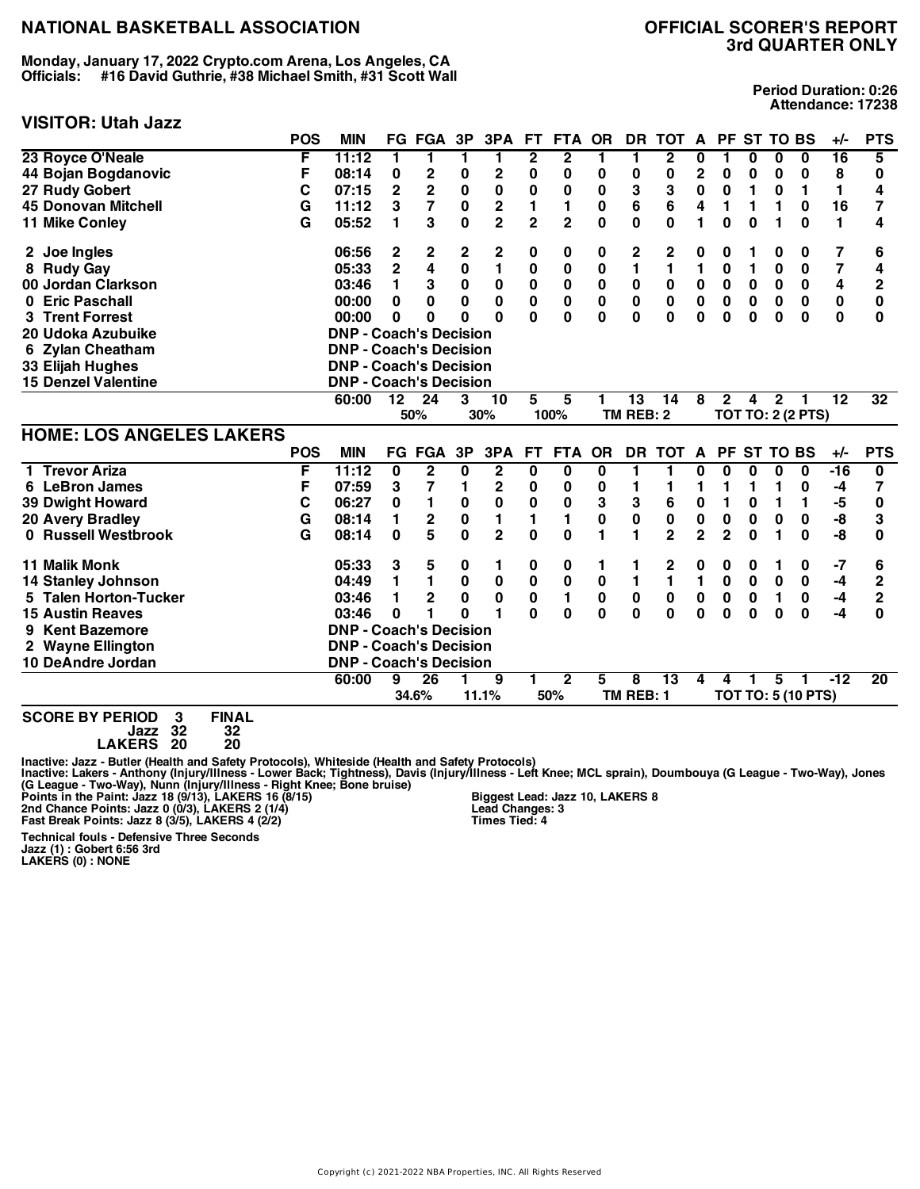# NATIONAL BASKETBALL ASSOCIATION

## OFFICIAL SCORER'S REPORT
## 3rd QUARTER ONLY

**Monday, January 17, 2022 Crypto.com Arena, Los Angeles, CA**
**Officials: #16 David Guthrie, #38 Michael Smith, #31 Scott Wall**

**Period Duration: 0:26**
**Attendance: 17238**

### VISITOR: Utah Jazz

| | POS | MIN | FG | FGA | 3P | 3PA | FT | FTA | OR | DR | TOT | A | PF | ST | TO | BS | +/- | PTS |
|---|---|---|---|---|---|---|---|---|---|---|---|---|---|---|---|---|---|---|
| 23 Royce O'Neale | F | 11:12 | 1 | 1 | 1 | 1 | 2 | 2 | 1 | 1 | 2 | 0 | 1 | 0 | 0 | 0 | 16 | 5 |
| 44 Bojan Bogdanovic | F | 08:14 | 0 | 2 | 0 | 2 | 0 | 0 | 0 | 0 | 0 | 2 | 0 | 0 | 0 | 0 | 8 | 0 |
| 27 Rudy Gobert | C | 07:15 | 2 | 2 | 0 | 0 | 0 | 0 | 0 | 3 | 3 | 0 | 0 | 1 | 0 | 1 | 1 | 4 |
| 45 Donovan Mitchell | G | 11:12 | 3 | 7 | 0 | 2 | 1 | 1 | 0 | 6 | 6 | 4 | 1 | 1 | 1 | 0 | 16 | 7 |
| 11 Mike Conley | G | 05:52 | 1 | 3 | 0 | 2 | 2 | 2 | 0 | 0 | 0 | 1 | 0 | 0 | 1 | 0 | 1 | 4 |
| 2 Joe Ingles | | 06:56 | 2 | 2 | 2 | 2 | 0 | 0 | 0 | 2 | 2 | 0 | 0 | 1 | 0 | 0 | 7 | 6 |
| 8 Rudy Gay | | 05:33 | 2 | 4 | 0 | 1 | 0 | 0 | 0 | 1 | 1 | 1 | 0 | 1 | 0 | 0 | 7 | 4 |
| 00 Jordan Clarkson | | 03:46 | 1 | 3 | 0 | 0 | 0 | 0 | 0 | 0 | 0 | 0 | 0 | 0 | 0 | 0 | 4 | 2 |
| 0 Eric Paschall | | 00:00 | 0 | 0 | 0 | 0 | 0 | 0 | 0 | 0 | 0 | 0 | 0 | 0 | 0 | 0 | 0 | 0 |
| 3 Trent Forrest | | 00:00 | 0 | 0 | 0 | 0 | 0 | 0 | 0 | 0 | 0 | 0 | 0 | 0 | 0 | 0 | 0 | 0 |
| 20 Udoka Azubuike | | DNP - Coach's Decision | | | | | | | | | | | | | | | | |
| 6 Zylan Cheatham | | DNP - Coach's Decision | | | | | | | | | | | | | | | | |
| 33 Elijah Hughes | | DNP - Coach's Decision | | | | | | | | | | | | | | | | |
| 15 Denzel Valentine | | DNP - Coach's Decision | | | | | | | | | | | | | | | | |
| | | 60:00 | 12 | 24 | 3 | 10 | 5 | 5 | 1 | 13 | 14 | 8 | 2 | 4 | 2 | 1 | 12 | 32 |
| | | | | 50% | | 30% | | 100% | | TM REB: 2 | | | TOT TO: 2 (2 PTS) | | | | | |

### HOME: LOS ANGELES LAKERS

| | POS | MIN | FG | FGA | 3P | 3PA | FT | FTA | OR | DR | TOT | A | PF | ST | TO | BS | +/- | PTS |
|---|---|---|---|---|---|---|---|---|---|---|---|---|---|---|---|---|---|---|
| 1 Trevor Ariza | F | 11:12 | 0 | 2 | 0 | 2 | 0 | 0 | 0 | 1 | 1 | 0 | 0 | 0 | 0 | 0 | -16 | 0 |
| 6 LeBron James | F | 07:59 | 3 | 7 | 1 | 2 | 0 | 0 | 0 | 1 | 1 | 1 | 1 | 1 | 1 | 0 | -4 | 7 |
| 39 Dwight Howard | C | 06:27 | 0 | 1 | 0 | 0 | 0 | 0 | 3 | 3 | 6 | 0 | 1 | 0 | 1 | 1 | -5 | 0 |
| 20 Avery Bradley | G | 08:14 | 1 | 2 | 0 | 1 | 1 | 1 | 0 | 0 | 0 | 0 | 0 | 0 | 0 | 0 | -8 | 3 |
| 0 Russell Westbrook | G | 08:14 | 0 | 5 | 0 | 2 | 0 | 0 | 1 | 1 | 2 | 2 | 2 | 0 | 1 | 0 | -8 | 0 |
| 11 Malik Monk | | 05:33 | 3 | 5 | 0 | 1 | 0 | 0 | 1 | 1 | 2 | 0 | 0 | 0 | 1 | 0 | -7 | 6 |
| 14 Stanley Johnson | | 04:49 | 1 | 1 | 0 | 0 | 0 | 0 | 0 | 1 | 1 | 1 | 0 | 0 | 0 | 0 | -4 | 2 |
| 5 Talen Horton-Tucker | | 03:46 | 1 | 2 | 0 | 0 | 0 | 1 | 0 | 0 | 0 | 0 | 0 | 0 | 1 | 0 | -4 | 2 |
| 15 Austin Reaves | | 03:46 | 0 | 1 | 0 | 1 | 0 | 0 | 0 | 0 | 0 | 0 | 0 | 0 | 0 | 0 | -4 | 0 |
| 9 Kent Bazemore | | DNP - Coach's Decision | | | | | | | | | | | | | | | | |
| 2 Wayne Ellington | | DNP - Coach's Decision | | | | | | | | | | | | | | | | |
| 10 DeAndre Jordan | | DNP - Coach's Decision | | | | | | | | | | | | | | | | |
| | | 60:00 | 9 | 26 | 1 | 9 | 1 | 2 | 5 | 8 | 13 | 4 | 4 | 1 | 5 | 1 | -12 | 20 |
| | | | | 34.6% | | 11.1% | | 50% | | TM REB: 1 | | | TOT TO: 5 (10 PTS) | | | | | |

| SCORE BY PERIOD | 3 | FINAL |
|---|---|---|
| Jazz | 32 | 32 |
| LAKERS | 20 | 20 |

Inactive: Jazz - Butler (Health and Safety Protocols), Whiteside (Health and Safety Protocols)
Inactive: Lakers - Anthony (Injury/Illness - Lower Back; Tightness), Davis (Injury/Illness - Left Knee; MCL sprain), Doumbouya (G League - Two-Way), Jones (G League - Two-Way), Nunn (Injury/Illness - Right Knee; Bone bruise)

Points in the Paint: Jazz 18 (9/13), LAKERS 16 (8/15)
2nd Chance Points: Jazz 0 (0/3), LAKERS 2 (1/4)
Fast Break Points: Jazz 8 (3/5), LAKERS 4 (2/2)

Biggest Lead: Jazz 10, LAKERS 8
Lead Changes: 3
Times Tied: 4

Technical fouls - Defensive Three Seconds
Jazz (1) : Gobert 6:56 3rd
LAKERS (0) : NONE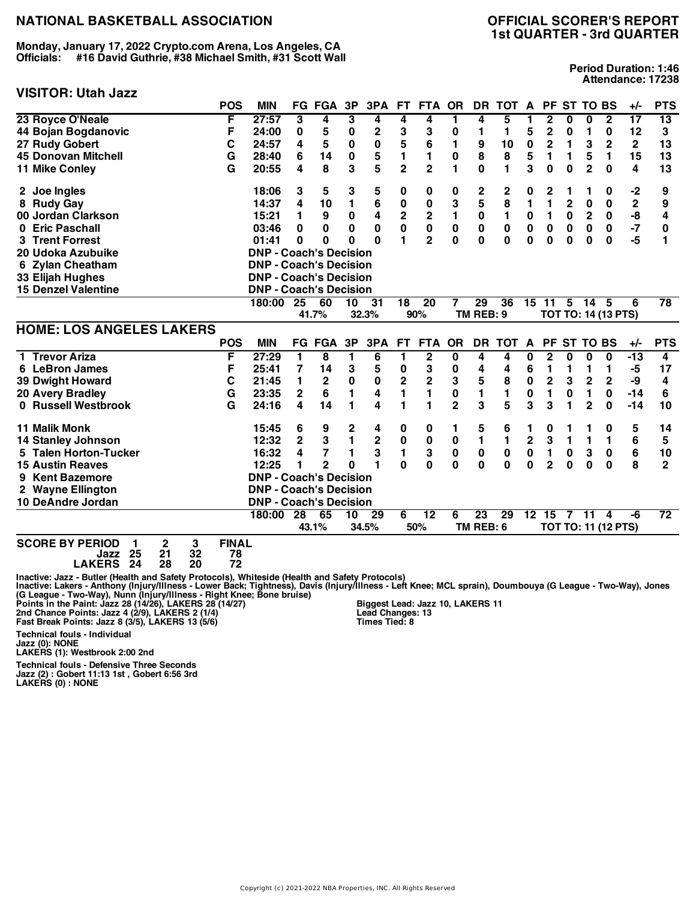# NATIONAL BASKETBALL ASSOCIATION

**OFFICIAL SCORER'S REPORT**
**1st QUARTER - 3rd QUARTER**

**Monday, January 17, 2022 Crypto.com Arena, Los Angeles, CA**
**Officials: #16 David Guthrie, #38 Michael Smith, #31 Scott Wall**

**Period Duration: 1:46**
**Attendance: 17238**

## VISITOR: Utah Jazz

| | POS | MIN | FG | FGA | 3P | 3PA | FT | FTA | OR | DR | TOT | A | PF | ST | TO | BS | +/- | PTS |
|---|---|---|---|---|---|---|---|---|---|---|---|---|---|---|---|---|---|---|
| 23 Royce O'Neale | F | 27:57 | 3 | 4 | 3 | 4 | 4 | 4 | 1 | 4 | 5 | 1 | 2 | 0 | 0 | 2 | 17 | 13 |
| 44 Bojan Bogdanovic | F | 24:00 | 0 | 5 | 0 | 2 | 3 | 3 | 0 | 1 | 1 | 5 | 2 | 0 | 1 | 0 | 12 | 3 |
| 27 Rudy Gobert | C | 24:57 | 4 | 5 | 0 | 0 | 5 | 6 | 1 | 9 | 10 | 0 | 2 | 1 | 3 | 2 | 2 | 13 |
| 45 Donovan Mitchell | G | 28:40 | 6 | 14 | 0 | 5 | 1 | 1 | 0 | 8 | 8 | 5 | 1 | 1 | 5 | 1 | 15 | 13 |
| 11 Mike Conley | G | 20:55 | 4 | 8 | 3 | 5 | 2 | 2 | 1 | 0 | 1 | 3 | 0 | 0 | 2 | 0 | 4 | 13 |
| 2 Joe Ingles | | 18:06 | 3 | 5 | 3 | 5 | 0 | 0 | 0 | 2 | 2 | 0 | 2 | 1 | 1 | 0 | -2 | 9 |
| 8 Rudy Gay | | 14:37 | 4 | 10 | 1 | 6 | 0 | 0 | 3 | 5 | 8 | 1 | 1 | 2 | 0 | 0 | 2 | 9 |
| 00 Jordan Clarkson | | 15:21 | 1 | 9 | 0 | 4 | 2 | 2 | 1 | 0 | 1 | 0 | 1 | 0 | 2 | 0 | -8 | 4 |
| 0 Eric Paschall | | 03:46 | 0 | 0 | 0 | 0 | 0 | 0 | 0 | 0 | 0 | 0 | 0 | 0 | 0 | 0 | -7 | 0 |
| 3 Trent Forrest | | 01:41 | 0 | 0 | 0 | 0 | 1 | 2 | 0 | 0 | 0 | 0 | 0 | 0 | 0 | 0 | -5 | 1 |
| 20 Udoka Azubuike | | DNP - Coach's Decision | | | | | | | | | | | | | | | | |
| 6 Zylan Cheatham | | DNP - Coach's Decision | | | | | | | | | | | | | | | | |
| 33 Elijah Hughes | | DNP - Coach's Decision | | | | | | | | | | | | | | | | |
| 15 Denzel Valentine | | DNP - Coach's Decision | | | | | | | | | | | | | | | | |
| | | 180:00 | 25 | 60 | 10 | 31 | 18 | 20 | 7 | 29 | 36 | 15 | 11 | 5 | 14 | 5 | 6 | 78 |
| | | | 41.7% | | 32.3% | | 90% | | TM REB: 9 | | | TOT TO: 14 (13 PTS) | | | | | | |

## HOME: LOS ANGELES LAKERS

| | POS | MIN | FG | FGA | 3P | 3PA | FT | FTA | OR | DR | TOT | A | PF | ST | TO | BS | +/- | PTS |
|---|---|---|---|---|---|---|---|---|---|---|---|---|---|---|---|---|---|---|
| 1 Trevor Ariza | F | 27:29 | 1 | 8 | 1 | 6 | 1 | 2 | 0 | 4 | 4 | 0 | 2 | 0 | 0 | 0 | -13 | 4 |
| 6 LeBron James | F | 25:41 | 7 | 14 | 3 | 5 | 0 | 3 | 0 | 4 | 4 | 6 | 1 | 1 | 1 | 1 | -5 | 17 |
| 39 Dwight Howard | C | 21:45 | 1 | 2 | 0 | 0 | 2 | 2 | 3 | 5 | 8 | 0 | 2 | 3 | 2 | 2 | -9 | 4 |
| 20 Avery Bradley | G | 23:35 | 2 | 6 | 1 | 4 | 1 | 1 | 0 | 1 | 1 | 0 | 1 | 0 | 1 | 0 | -14 | 6 |
| 0 Russell Westbrook | G | 24:16 | 4 | 14 | 1 | 4 | 1 | 1 | 2 | 3 | 5 | 3 | 3 | 1 | 2 | 0 | -14 | 10 |
| 11 Malik Monk | | 15:45 | 6 | 9 | 2 | 4 | 0 | 0 | 1 | 5 | 6 | 1 | 0 | 1 | 1 | 0 | 5 | 14 |
| 14 Stanley Johnson | | 12:32 | 2 | 3 | 1 | 2 | 0 | 0 | 0 | 1 | 1 | 2 | 3 | 1 | 1 | 1 | 6 | 5 |
| 5 Talen Horton-Tucker | | 16:32 | 4 | 7 | 1 | 3 | 1 | 3 | 0 | 0 | 0 | 0 | 1 | 0 | 3 | 0 | 6 | 10 |
| 15 Austin Reaves | | 12:25 | 1 | 2 | 0 | 1 | 0 | 0 | 0 | 0 | 0 | 0 | 2 | 0 | 0 | 0 | 8 | 2 |
| 9 Kent Bazemore | | DNP - Coach's Decision | | | | | | | | | | | | | | | | |
| 2 Wayne Ellington | | DNP - Coach's Decision | | | | | | | | | | | | | | | | |
| 10 DeAndre Jordan | | DNP - Coach's Decision | | | | | | | | | | | | | | | | |
| | | 180:00 | 28 | 65 | 10 | 29 | 6 | 12 | 6 | 23 | 29 | 12 | 15 | 7 | 11 | 4 | -6 | 72 |
| | | | 43.1% | | 34.5% | | 50% | | TM REB: 6 | | | TOT TO: 11 (12 PTS) | | | | | | |

| SCORE BY PERIOD | 1 | 2 | 3 | FINAL |
|---|---|---|---|---|
| Jazz | 25 | 21 | 32 | 78 |
| LAKERS | 24 | 28 | 20 | 72 |

Inactive: Jazz - Butler (Health and Safety Protocols), Whiteside (Health and Safety Protocols)
Inactive: Lakers - Anthony (Injury/Illness - Lower Back; Tightness), Davis (Injury/Illness - Left Knee; MCL sprain), Doumbouya (G League - Two-Way), Jones (G League - Two-Way), Nunn (Injury/Illness - Right Knee; Bone bruise)

Points in the Paint: Jazz 28 (14/26), LAKERS 28 (14/27)
2nd Chance Points: Jazz 4 (2/9), LAKERS 2 (1/4)
Fast Break Points: Jazz 8 (3/5), LAKERS 13 (5/6)

Biggest Lead: Jazz 10, LAKERS 11
Lead Changes: 13
Times Tied: 8

**Technical fouls - Individual**
Jazz (0): NONE
LAKERS (1): Westbrook 2:00 2nd

**Technical fouls - Defensive Three Seconds**
Jazz (2) : Gobert 11:13 1st , Gobert 6:56 3rd
LAKERS (0) : NONE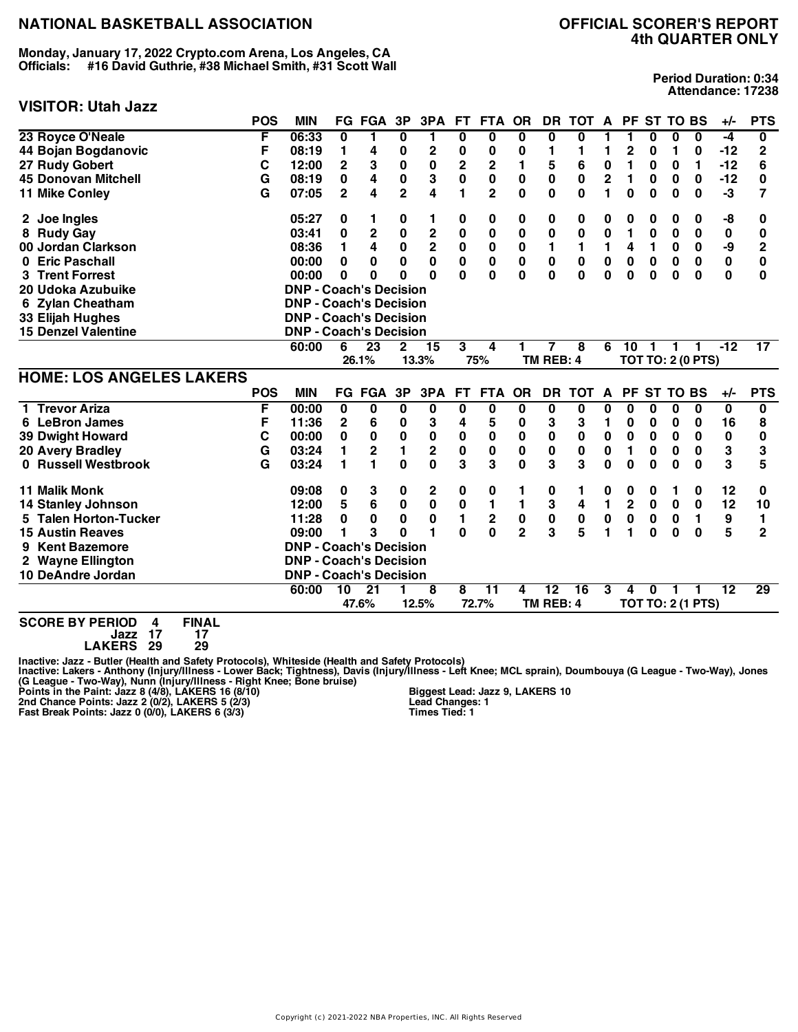# NATIONAL BASKETBALL ASSOCIATION

## OFFICIAL SCORER'S REPORT
## 4th QUARTER ONLY

**Monday, January 17, 2022 Crypto.com Arena, Los Angeles, CA**
**Officials: #16 David Guthrie, #38 Michael Smith, #31 Scott Wall**

**Period Duration: 0:34**
**Attendance: 17238**

### VISITOR: Utah Jazz

| | POS | MIN | FG | FGA | 3P | 3PA | FT | FTA | OR | DR | TOT | A | PF | ST | TO | BS | +/- | PTS |
|---|---|---|---|---|---|---|---|---|---|---|---|---|---|---|---|---|---|---|
| 23 Royce O'Neale | F | 06:33 | 0 | 1 | 0 | 1 | 0 | 0 | 0 | 0 | 0 | 1 | 1 | 0 | 0 | 0 | -4 | 0 |
| 44 Bojan Bogdanovic | F | 08:19 | 1 | 4 | 0 | 2 | 0 | 0 | 0 | 1 | 1 | 1 | 2 | 0 | 1 | 0 | -12 | 2 |
| 27 Rudy Gobert | C | 12:00 | 2 | 3 | 0 | 0 | 2 | 2 | 1 | 5 | 6 | 0 | 1 | 0 | 0 | 1 | -12 | 6 |
| 45 Donovan Mitchell | G | 08:19 | 0 | 4 | 0 | 3 | 0 | 0 | 0 | 0 | 0 | 2 | 1 | 0 | 0 | 0 | -12 | 0 |
| 11 Mike Conley | G | 07:05 | 2 | 4 | 2 | 4 | 1 | 2 | 0 | 0 | 0 | 1 | 0 | 0 | 0 | 0 | -3 | 7 |
| 2 Joe Ingles | | 05:27 | 0 | 1 | 0 | 1 | 0 | 0 | 0 | 0 | 0 | 0 | 0 | 0 | 0 | 0 | -8 | 0 |
| 8 Rudy Gay | | 03:41 | 0 | 2 | 0 | 2 | 0 | 0 | 0 | 0 | 0 | 0 | 1 | 0 | 0 | 0 | 0 | 0 |
| 00 Jordan Clarkson | | 08:36 | 1 | 4 | 0 | 2 | 0 | 0 | 0 | 1 | 1 | 1 | 4 | 1 | 0 | 0 | -9 | 2 |
| 0 Eric Paschall | | 00:00 | 0 | 0 | 0 | 0 | 0 | 0 | 0 | 0 | 0 | 0 | 0 | 0 | 0 | 0 | 0 | 0 |
| 3 Trent Forrest | | 00:00 | 0 | 0 | 0 | 0 | 0 | 0 | 0 | 0 | 0 | 0 | 0 | 0 | 0 | 0 | 0 | 0 |
| 20 Udoka Azubuike | | DNP - Coach's Decision | | | | | | | | | | | | | | | | |
| 6 Zylan Cheatham | | DNP - Coach's Decision | | | | | | | | | | | | | | | | |
| 33 Elijah Hughes | | DNP - Coach's Decision | | | | | | | | | | | | | | | | |
| 15 Denzel Valentine | | DNP - Coach's Decision | | | | | | | | | | | | | | | | |
| | | 60:00 | 6 | 23 | 2 | 15 | 3 | 4 | 1 | 7 | 8 | 6 | 10 | 1 | 1 | 1 | -12 | 17 |
| | | | 26.1% | | 13.3% | | 75% | | | TM REB: 4 | | | TOT TO: 2 (0 PTS) | | | | | |

### HOME: LOS ANGELES LAKERS

| | POS | MIN | FG | FGA | 3P | 3PA | FT | FTA | OR | DR | TOT | A | PF | ST | TO | BS | +/- | PTS |
|---|---|---|---|---|---|---|---|---|---|---|---|---|---|---|---|---|---|---|
| 1 Trevor Ariza | F | 00:00 | 0 | 0 | 0 | 0 | 0 | 0 | 0 | 0 | 0 | 0 | 0 | 0 | 0 | 0 | 0 | 0 |
| 6 LeBron James | F | 11:36 | 2 | 6 | 0 | 3 | 4 | 5 | 0 | 3 | 3 | 1 | 0 | 0 | 0 | 0 | 16 | 8 |
| 39 Dwight Howard | C | 00:00 | 0 | 0 | 0 | 0 | 0 | 0 | 0 | 0 | 0 | 0 | 0 | 0 | 0 | 0 | 0 | 0 |
| 20 Avery Bradley | G | 03:24 | 1 | 2 | 1 | 2 | 0 | 0 | 0 | 0 | 0 | 0 | 1 | 0 | 0 | 0 | 3 | 3 |
| 0 Russell Westbrook | G | 03:24 | 1 | 1 | 0 | 0 | 3 | 3 | 0 | 3 | 3 | 0 | 0 | 0 | 0 | 0 | 3 | 5 |
| 11 Malik Monk | | 09:08 | 0 | 3 | 0 | 2 | 0 | 0 | 1 | 0 | 1 | 0 | 0 | 0 | 1 | 0 | 12 | 0 |
| 14 Stanley Johnson | | 12:00 | 5 | 6 | 0 | 0 | 0 | 1 | 1 | 3 | 4 | 1 | 2 | 0 | 0 | 0 | 12 | 10 |
| 5 Talen Horton-Tucker | | 11:28 | 0 | 0 | 0 | 0 | 1 | 2 | 0 | 0 | 0 | 0 | 0 | 0 | 0 | 1 | 9 | 1 |
| 15 Austin Reaves | | 09:00 | 1 | 3 | 0 | 1 | 0 | 0 | 2 | 3 | 5 | 1 | 1 | 0 | 0 | 0 | 5 | 2 |
| 9 Kent Bazemore | | DNP - Coach's Decision | | | | | | | | | | | | | | | | |
| 2 Wayne Ellington | | DNP - Coach's Decision | | | | | | | | | | | | | | | | |
| 10 DeAndre Jordan | | DNP - Coach's Decision | | | | | | | | | | | | | | | | |
| | | 60:00 | 10 | 21 | 1 | 8 | 8 | 11 | 4 | 12 | 16 | 3 | 4 | 0 | 1 | 1 | 12 | 29 |
| | | | 47.6% | | 12.5% | | 72.7% | | | TM REB: 4 | | | TOT TO: 2 (1 PTS) | | | | | |

| SCORE BY PERIOD | 4 | FINAL |
|---|---|---|
| Jazz | 17 | 17 |
| LAKERS | 29 | 29 |

Inactive: Jazz - Butler (Health and Safety Protocols), Whiteside (Health and Safety Protocols)
Inactive: Lakers - Anthony (Injury/Illness - Lower Back; Tightness), Davis (Injury/Illness - Left Knee; MCL sprain), Doumbouya (G League - Two-Way), Jones (G League - Two-Way), Nunn (Injury/Illness - Right Knee; Bone bruise)

Points in the Paint: Jazz 8 (4/8), LAKERS 16 (8/10)
2nd Chance Points: Jazz 2 (0/2), LAKERS 5 (2/3)
Fast Break Points: Jazz 0 (0/0), LAKERS 6 (3/3)

Biggest Lead: Jazz 9, LAKERS 10
Lead Changes: 1
Times Tied: 1

Copyright (c) 2021-2022 NBA Properties, INC. All Rights Reserved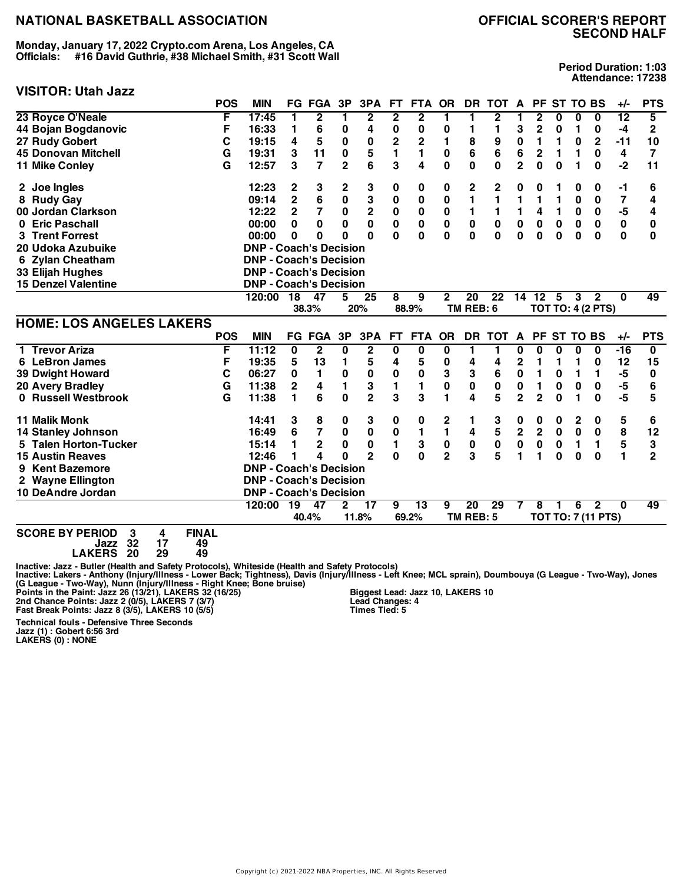# NATIONAL BASKETBALL ASSOCIATION

## OFFICIAL SCORER'S REPORT SECOND HALF

**Monday, January 17, 2022 Crypto.com Arena, Los Angeles, CA**
**Officials: #16 David Guthrie, #38 Michael Smith, #31 Scott Wall**

**Period Duration: 1:03**
**Attendance: 17238**

### VISITOR: Utah Jazz

| | POS | MIN | FG | FGA | 3P | 3PA | FT | FTA | OR | DR | TOT | A | PF | ST | TO | BS | +/- | PTS |
|---|---|---|---|---|---|---|---|---|---|---|---|---|---|---|---|---|---|---|
| 23 Royce O'Neale | F | 17:45 | 1 | 2 | 1 | 2 | 2 | 2 | 1 | 1 | 2 | 1 | 2 | 0 | 0 | 0 | 12 | 5 |
| 44 Bojan Bogdanovic | F | 16:33 | 1 | 6 | 0 | 4 | 0 | 0 | 0 | 1 | 1 | 3 | 2 | 0 | 1 | 0 | -4 | 2 |
| 27 Rudy Gobert | C | 19:15 | 4 | 5 | 0 | 0 | 2 | 2 | 1 | 8 | 9 | 0 | 1 | 1 | 0 | 2 | -11 | 10 |
| 45 Donovan Mitchell | G | 19:31 | 3 | 11 | 0 | 5 | 1 | 1 | 0 | 6 | 6 | 6 | 2 | 1 | 1 | 0 | 4 | 7 |
| 11 Mike Conley | G | 12:57 | 3 | 7 | 2 | 6 | 3 | 4 | 0 | 0 | 0 | 2 | 0 | 0 | 1 | 0 | -2 | 11 |
| 2 Joe Ingles | | 12:23 | 2 | 3 | 2 | 3 | 0 | 0 | 0 | 2 | 2 | 0 | 0 | 1 | 0 | 0 | -1 | 6 |
| 8 Rudy Gay | | 09:14 | 2 | 6 | 0 | 3 | 0 | 0 | 0 | 1 | 1 | 1 | 1 | 1 | 0 | 0 | 7 | 4 |
| 00 Jordan Clarkson | | 12:22 | 2 | 7 | 0 | 2 | 0 | 0 | 0 | 1 | 1 | 1 | 4 | 1 | 0 | 0 | -5 | 4 |
| 0 Eric Paschall | | 00:00 | 0 | 0 | 0 | 0 | 0 | 0 | 0 | 0 | 0 | 0 | 0 | 0 | 0 | 0 | 0 | 0 |
| 3 Trent Forrest | | 00:00 | 0 | 0 | 0 | 0 | 0 | 0 | 0 | 0 | 0 | 0 | 0 | 0 | 0 | 0 | 0 | 0 |
| 20 Udoka Azubuike | | DNP - Coach's Decision | | | | | | | | | | | | | | | | |
| 6 Zylan Cheatham | | DNP - Coach's Decision | | | | | | | | | | | | | | | | |
| 33 Elijah Hughes | | DNP - Coach's Decision | | | | | | | | | | | | | | | | |
| 15 Denzel Valentine | | DNP - Coach's Decision | | | | | | | | | | | | | | | | |
| | | 120:00 | 18 | 47 | 5 | 25 | 8 | 9 | 2 | 20 | 22 | 14 | 12 | 5 | 3 | 2 | 0 | 49 |
| | | | | 38.3% | | 20% | | 88.9% | | TM REB: 6 | | | TOT TO: 4 (2 PTS) | | | | | |

### HOME: LOS ANGELES LAKERS

| | POS | MIN | FG | FGA | 3P | 3PA | FT | FTA | OR | DR | TOT | A | PF | ST | TO | BS | +/- | PTS |
|---|---|---|---|---|---|---|---|---|---|---|---|---|---|---|---|---|---|---|
| 1 Trevor Ariza | F | 11:12 | 0 | 2 | 0 | 2 | 0 | 0 | 0 | 1 | 1 | 0 | 0 | 0 | 0 | 0 | -16 | 0 |
| 6 LeBron James | F | 19:35 | 5 | 13 | 1 | 5 | 4 | 5 | 0 | 4 | 4 | 2 | 1 | 1 | 1 | 0 | 12 | 15 |
| 39 Dwight Howard | C | 06:27 | 0 | 1 | 0 | 0 | 0 | 0 | 3 | 3 | 6 | 0 | 1 | 0 | 1 | 1 | -5 | 0 |
| 20 Avery Bradley | G | 11:38 | 2 | 4 | 1 | 3 | 1 | 1 | 0 | 0 | 0 | 0 | 1 | 0 | 0 | 0 | -5 | 6 |
| 0 Russell Westbrook | G | 11:38 | 1 | 6 | 0 | 2 | 3 | 3 | 1 | 4 | 5 | 2 | 2 | 0 | 1 | 0 | -5 | 5 |
| 11 Malik Monk | | 14:41 | 3 | 8 | 0 | 3 | 0 | 0 | 2 | 1 | 3 | 0 | 0 | 0 | 2 | 0 | 5 | 6 |
| 14 Stanley Johnson | | 16:49 | 6 | 7 | 0 | 0 | 0 | 1 | 1 | 4 | 5 | 2 | 2 | 0 | 0 | 0 | 8 | 12 |
| 5 Talen Horton-Tucker | | 15:14 | 1 | 2 | 0 | 0 | 1 | 3 | 0 | 0 | 0 | 0 | 0 | 0 | 1 | 1 | 5 | 3 |
| 15 Austin Reaves | | 12:46 | 1 | 4 | 0 | 2 | 0 | 0 | 2 | 3 | 5 | 1 | 1 | 0 | 0 | 0 | 1 | 2 |
| 9 Kent Bazemore | | DNP - Coach's Decision | | | | | | | | | | | | | | | | |
| 2 Wayne Ellington | | DNP - Coach's Decision | | | | | | | | | | | | | | | | |
| 10 DeAndre Jordan | | DNP - Coach's Decision | | | | | | | | | | | | | | | | |
| | | 120:00 | 19 | 47 | 2 | 17 | 9 | 13 | 9 | 20 | 29 | 7 | 8 | 1 | 6 | 2 | 0 | 49 |
| | | | | 40.4% | | 11.8% | | 69.2% | | TM REB: 5 | | | TOT TO: 7 (11 PTS) | | | | | |

| SCORE BY PERIOD | 3 | 4 | FINAL |
|---|---|---|---|
| Jazz | 32 | 17 | 49 |
| LAKERS | 20 | 29 | 49 |

Inactive: Jazz - Butler (Health and Safety Protocols), Whiteside (Health and Safety Protocols)
Inactive: Lakers - Anthony (Injury/Illness - Lower Back; Tightness), Davis (Injury/Illness - Left Knee; MCL sprain), Doumbouya (G League - Two-Way), Jones (G League - Two-Way), Nunn (Injury/Illness - Right Knee; Bone bruise)

Points in the Paint: Jazz 26 (13/21), LAKERS 32 (16/25)
2nd Chance Points: Jazz 2 (0/5), LAKERS 7 (3/7)
Fast Break Points: Jazz 8 (3/5), LAKERS 10 (5/5)

Biggest Lead: Jazz 10, LAKERS 10
Lead Changes: 4
Times Tied: 5

**Technical fouls - Defensive Three Seconds**
**Jazz (1) : Gobert 6:56 3rd**
**LAKERS (0) : NONE**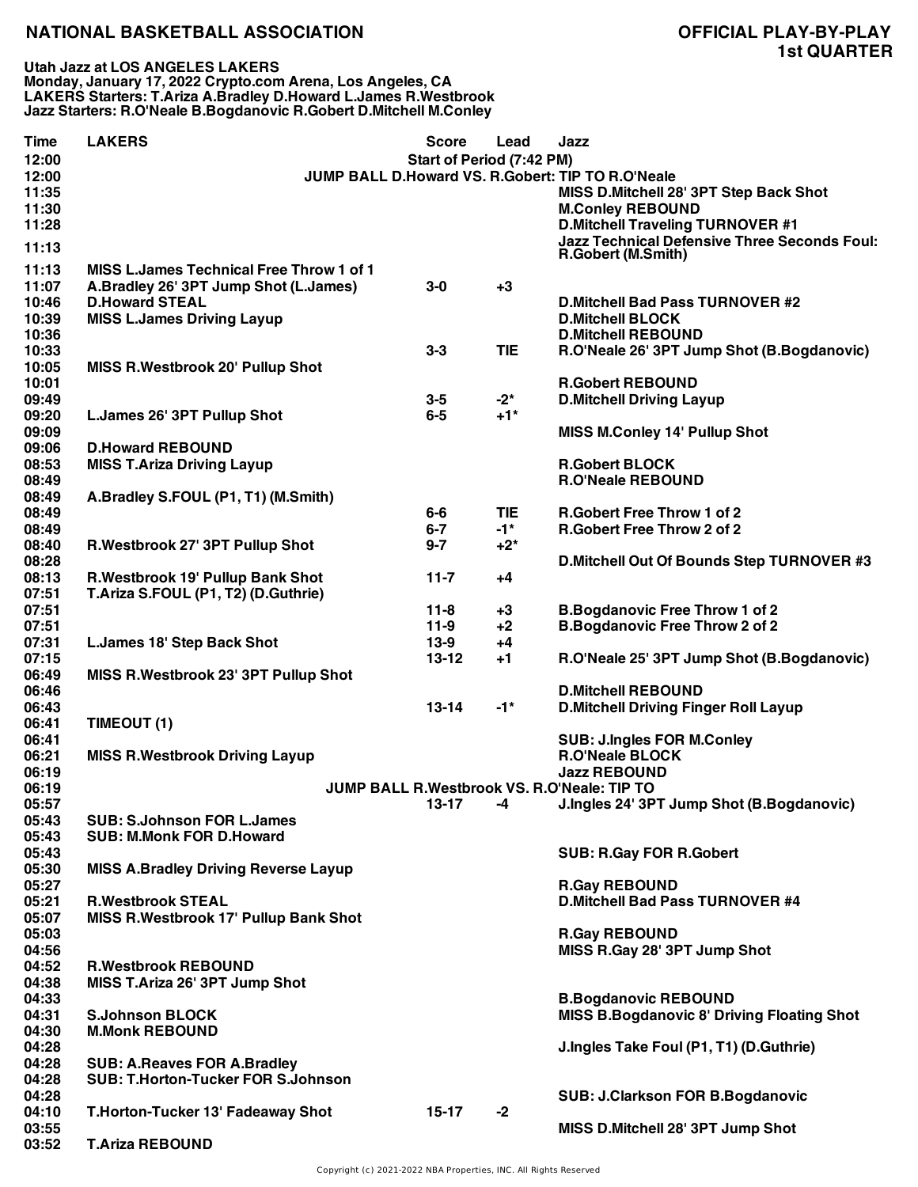**NATIONAL BASKETBALL ASSOCIATION** **OFFICIAL PLAY-BY-PLAY**
**1st QUARTER**

**Utah Jazz at LOS ANGELES LAKERS**
**Monday, January 17, 2022 Crypto.com Arena, Los Angeles, CA**
**LAKERS Starters: T.Ariza A.Bradley D.Howard L.James R.Westbrook**
**Jazz Starters: R.O'Neale B.Bogdanovic R.Gobert D.Mitchell M.Conley**

| Time | LAKERS | Score | Lead | Jazz |
|---|---|---|---|---|
| 12:00 | | Start of Period (7:42 PM) | | |
| 12:00 | JUMP BALL D.Howard VS. R.Gobert: TIP TO R.O'Neale | | | |
| 11:35 | | | | MISS D.Mitchell 28' 3PT Step Back Shot |
| 11:30 | | | | M.Conley REBOUND |
| 11:28 | | | | D.Mitchell Traveling TURNOVER #1 |
| 11:13 | | | | Jazz Technical Defensive Three Seconds Foul: R.Gobert (M.Smith) |
| 11:13 | MISS L.James Technical Free Throw 1 of 1 | | | |
| 11:07 | A.Bradley 26' 3PT Jump Shot (L.James) | 3-0 | +3 | |
| 10:46 | D.Howard STEAL | | | D.Mitchell Bad Pass TURNOVER #2 |
| 10:39 | MISS L.James Driving Layup | | | D.Mitchell BLOCK |
| 10:36 | | | | D.Mitchell REBOUND |
| 10:33 | | 3-3 | TIE | R.O'Neale 26' 3PT Jump Shot (B.Bogdanovic) |
| 10:05 | MISS R.Westbrook 20' Pullup Shot | | | |
| 10:01 | | | | R.Gobert REBOUND |
| 09:49 | | 3-5 | -2* | D.Mitchell Driving Layup |
| 09:20 | L.James 26' 3PT Pullup Shot | 6-5 | +1* | |
| 09:09 | | | | MISS M.Conley 14' Pullup Shot |
| 09:06 | D.Howard REBOUND | | | |
| 08:53 | MISS T.Ariza Driving Layup | | | R.Gobert BLOCK |
| 08:49 | | | | R.O'Neale REBOUND |
| 08:49 | A.Bradley S.FOUL (P1, T1) (M.Smith) | | | |
| 08:49 | | 6-6 | TIE | R.Gobert Free Throw 1 of 2 |
| 08:49 | | 6-7 | -1* | R.Gobert Free Throw 2 of 2 |
| 08:40 | R.Westbrook 27' 3PT Pullup Shot | 9-7 | +2* | |
| 08:28 | | | | D.Mitchell Out Of Bounds Step TURNOVER #3 |
| 08:13 | R.Westbrook 19' Pullup Bank Shot | 11-7 | +4 | |
| 07:51 | T.Ariza S.FOUL (P1, T2) (D.Guthrie) | | | |
| 07:51 | | 11-8 | +3 | B.Bogdanovic Free Throw 1 of 2 |
| 07:51 | | 11-9 | +2 | B.Bogdanovic Free Throw 2 of 2 |
| 07:31 | L.James 18' Step Back Shot | 13-9 | +4 | |
| 07:15 | | 13-12 | +1 | R.O'Neale 25' 3PT Jump Shot (B.Bogdanovic) |
| 06:49 | MISS R.Westbrook 23' 3PT Pullup Shot | | | |
| 06:46 | | | | D.Mitchell REBOUND |
| 06:43 | | 13-14 | -1* | D.Mitchell Driving Finger Roll Layup |
| 06:41 | TIMEOUT (1) | | | |
| 06:41 | | | | SUB: J.Ingles FOR M.Conley |
| 06:21 | MISS R.Westbrook Driving Layup | | | R.O'Neale BLOCK |
| 06:19 | | | | Jazz REBOUND |
| 06:19 | JUMP BALL R.Westbrook VS. R.O'Neale: TIP TO | | | |
| 05:57 | | 13-17 | -4 | J.Ingles 24' 3PT Jump Shot (B.Bogdanovic) |
| 05:43 | SUB: S.Johnson FOR L.James | | | |
| 05:43 | SUB: M.Monk FOR D.Howard | | | |
| 05:43 | | | | SUB: R.Gay FOR R.Gobert |
| 05:30 | MISS A.Bradley Driving Reverse Layup | | | |
| 05:27 | | | | R.Gay REBOUND |
| 05:21 | R.Westbrook STEAL | | | D.Mitchell Bad Pass TURNOVER #4 |
| 05:07 | MISS R.Westbrook 17' Pullup Bank Shot | | | |
| 05:03 | | | | R.Gay REBOUND |
| 04:56 | | | | MISS R.Gay 28' 3PT Jump Shot |
| 04:52 | R.Westbrook REBOUND | | | |
| 04:38 | MISS T.Ariza 26' 3PT Jump Shot | | | |
| 04:33 | | | | B.Bogdanovic REBOUND |
| 04:31 | S.Johnson BLOCK | | | MISS B.Bogdanovic 8' Driving Floating Shot |
| 04:30 | M.Monk REBOUND | | | |
| 04:28 | | | | J.Ingles Take Foul (P1, T1) (D.Guthrie) |
| 04:28 | SUB: A.Reaves FOR A.Bradley | | | |
| 04:28 | SUB: T.Horton-Tucker FOR S.Johnson | | | |
| 04:28 | | | | SUB: J.Clarkson FOR B.Bogdanovic |
| 04:10 | T.Horton-Tucker 13' Fadeaway Shot | 15-17 | -2 | |
| 03:55 | | | | MISS D.Mitchell 28' 3PT Jump Shot |
| 03:52 | T.Ariza REBOUND | | | |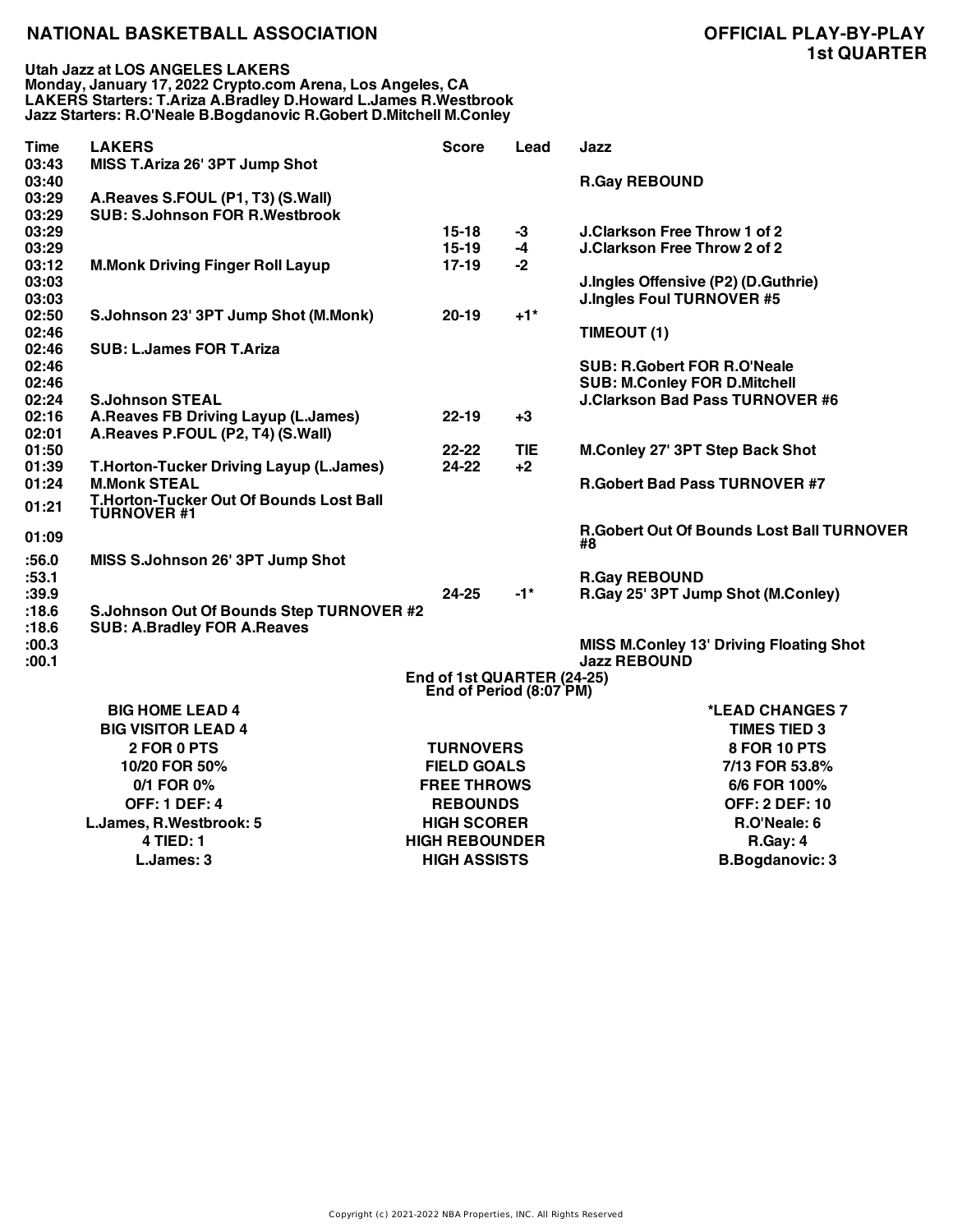# NATIONAL BASKETBALL ASSOCIATION

## OFFICIAL PLAY-BY-PLAY
## 1st QUARTER

**Utah Jazz at LOS ANGELES LAKERS**
**Monday, January 17, 2022 Crypto.com Arena, Los Angeles, CA**
**LAKERS Starters: T.Ariza A.Bradley D.Howard L.James R.Westbrook**
**Jazz Starters: R.O'Neale B.Bogdanovic R.Gobert D.Mitchell M.Conley**

| Time | LAKERS | Score | Lead | Jazz |
|---|---|---|---|---|
| 03:43 | MISS T.Ariza 26' 3PT Jump Shot | | | |
| 03:40 | | | | R.Gay REBOUND |
| 03:29 | A.Reaves S.FOUL (P1, T3) (S.Wall) | | | |
| 03:29 | SUB: S.Johnson FOR R.Westbrook | | | |
| 03:29 | | 15-18 | -3 | J.Clarkson Free Throw 1 of 2 |
| 03:29 | | 15-19 | -4 | J.Clarkson Free Throw 2 of 2 |
| 03:12 | M.Monk Driving Finger Roll Layup | 17-19 | -2 | |
| 03:03 | | | | J.Ingles Offensive (P2) (D.Guthrie) |
| 03:03 | | | | J.Ingles Foul TURNOVER #5 |
| 02:50 | S.Johnson 23' 3PT Jump Shot (M.Monk) | 20-19 | +1* | |
| 02:46 | | | | TIMEOUT (1) |
| 02:46 | SUB: L.James FOR T.Ariza | | | |
| 02:46 | | | | SUB: R.Gobert FOR R.O'Neale |
| 02:46 | | | | SUB: M.Conley FOR D.Mitchell |
| 02:24 | S.Johnson STEAL | | | J.Clarkson Bad Pass TURNOVER #6 |
| 02:16 | A.Reaves FB Driving Layup (L.James) | 22-19 | +3 | |
| 02:01 | A.Reaves P.FOUL (P2, T4) (S.Wall) | | | |
| 01:50 | | 22-22 | TIE | M.Conley 27' 3PT Step Back Shot |
| 01:39 | T.Horton-Tucker Driving Layup (L.James) | 24-22 | +2 | |
| 01:24 | M.Monk STEAL | | | R.Gobert Bad Pass TURNOVER #7 |
| 01:21 | T.Horton-Tucker Out Of Bounds Lost Ball TURNOVER #1 | | | |
| 01:09 | | | | R.Gobert Out Of Bounds Lost Ball TURNOVER #8 |
| :56.0 | MISS S.Johnson 26' 3PT Jump Shot | | | |
| :53.1 | | | | R.Gay REBOUND |
| :39.9 | | 24-25 | -1* | R.Gay 25' 3PT Jump Shot (M.Conley) |
| :18.6 | S.Johnson Out Of Bounds Step TURNOVER #2 | | | |
| :18.6 | SUB: A.Bradley FOR A.Reaves | | | |
| :00.3 | | | | MISS M.Conley 13' Driving Floating Shot |
| :00.1 | | | | Jazz REBOUND |

**End of 1st QUARTER (24-25)**
**End of Period (8:07 PM)**

| LAKERS | | Jazz |
|---|---|---|
| BIG HOME LEAD 4 | | *LEAD CHANGES 7 |
| BIG VISITOR LEAD 4 | | TIMES TIED 3 |
| 2 FOR 0 PTS | TURNOVERS | 8 FOR 10 PTS |
| 10/20 FOR 50% | FIELD GOALS | 7/13 FOR 53.8% |
| 0/1 FOR 0% | FREE THROWS | 6/6 FOR 100% |
| OFF: 1 DEF: 4 | REBOUNDS | OFF: 2 DEF: 10 |
| L.James, R.Westbrook: 5 | HIGH SCORER | R.O'Neale: 6 |
| 4 TIED: 1 | HIGH REBOUNDER | R.Gay: 4 |
| L.James: 3 | HIGH ASSISTS | B.Bogdanovic: 3 |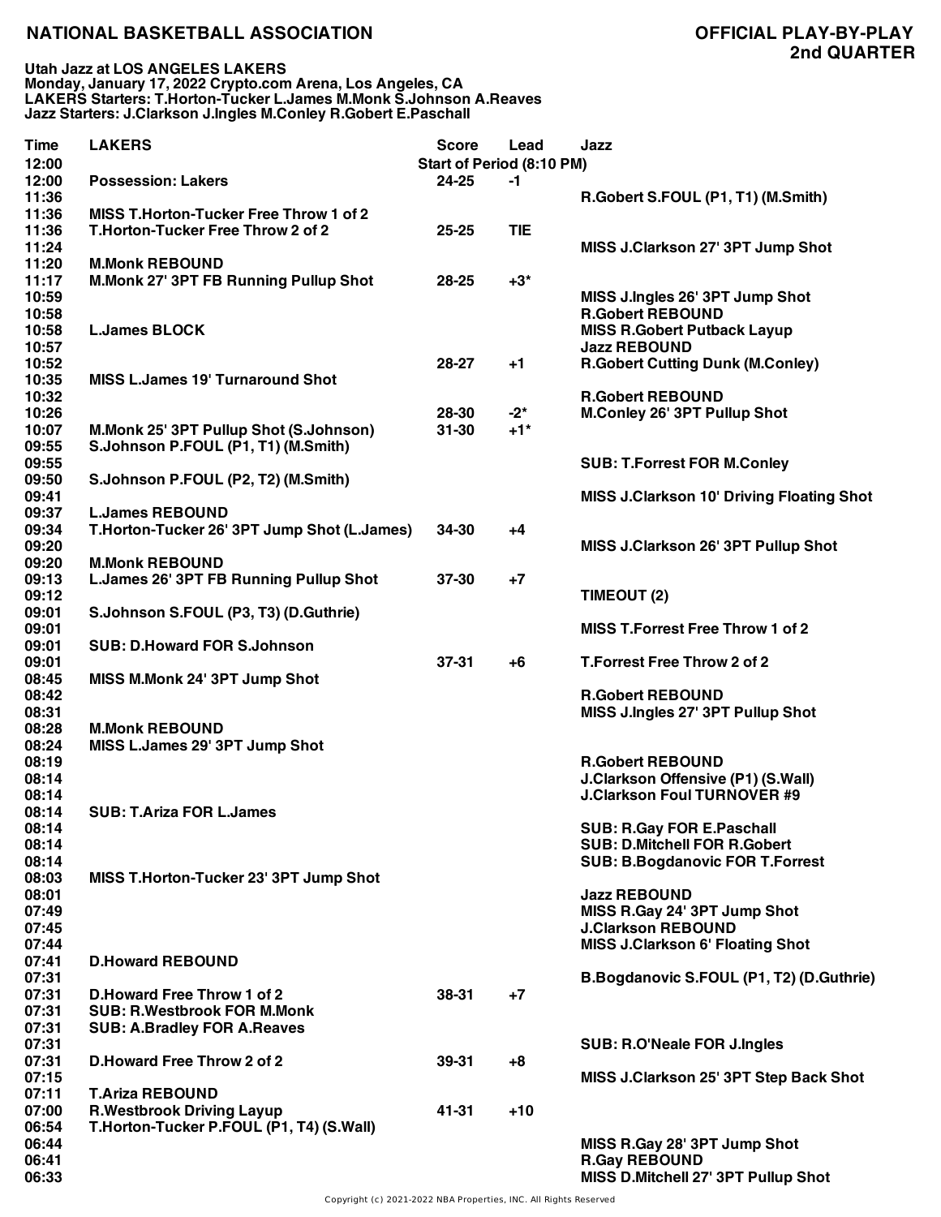# NATIONAL BASKETBALL ASSOCIATION

## OFFICIAL PLAY-BY-PLAY
## 2nd QUARTER

**Utah Jazz at LOS ANGELES LAKERS**
**Monday, January 17, 2022 Crypto.com Arena, Los Angeles, CA**
**LAKERS Starters: T.Horton-Tucker L.James M.Monk S.Johnson A.Reaves**
**Jazz Starters: J.Clarkson J.Ingles M.Conley R.Gobert E.Paschall**

| Time | LAKERS | Score | Lead | Jazz |
|---|---|---|---|---|
| 12:00 | | Start of Period (8:10 PM) | | |
| 12:00 | Possession: Lakers | 24-25 | -1 | |
| 11:36 | | | | R.Gobert S.FOUL (P1, T1) (M.Smith) |
| 11:36 | MISS T.Horton-Tucker Free Throw 1 of 2 | | | |
| 11:36 | T.Horton-Tucker Free Throw 2 of 2 | 25-25 | TIE | |
| 11:24 | | | | MISS J.Clarkson 27' 3PT Jump Shot |
| 11:20 | M.Monk REBOUND | | | |
| 11:17 | M.Monk 27' 3PT FB Running Pullup Shot | 28-25 | +3* | |
| 10:59 | | | | MISS J.Ingles 26' 3PT Jump Shot |
| 10:58 | | | | R.Gobert REBOUND |
| 10:58 | L.James BLOCK | | | MISS R.Gobert Putback Layup |
| 10:57 | | | | Jazz REBOUND |
| 10:52 | | 28-27 | +1 | R.Gobert Cutting Dunk (M.Conley) |
| 10:35 | MISS L.James 19' Turnaround Shot | | | |
| 10:32 | | | | R.Gobert REBOUND |
| 10:26 | | 28-30 | -2* | M.Conley 26' 3PT Pullup Shot |
| 10:07 | M.Monk 25' 3PT Pullup Shot (S.Johnson) | 31-30 | +1* | |
| 09:55 | S.Johnson P.FOUL (P1, T1) (M.Smith) | | | |
| 09:55 | | | | SUB: T.Forrest FOR M.Conley |
| 09:50 | S.Johnson P.FOUL (P2, T2) (M.Smith) | | | |
| 09:41 | | | | MISS J.Clarkson 10' Driving Floating Shot |
| 09:37 | L.James REBOUND | | | |
| 09:34 | T.Horton-Tucker 26' 3PT Jump Shot (L.James) | 34-30 | +4 | |
| 09:20 | | | | MISS J.Clarkson 26' 3PT Pullup Shot |
| 09:20 | M.Monk REBOUND | | | |
| 09:13 | L.James 26' 3PT FB Running Pullup Shot | 37-30 | +7 | |
| 09:12 | | | | TIMEOUT (2) |
| 09:01 | S.Johnson S.FOUL (P3, T3) (D.Guthrie) | | | |
| 09:01 | | | | MISS T.Forrest Free Throw 1 of 2 |
| 09:01 | SUB: D.Howard FOR S.Johnson | | | |
| 09:01 | | 37-31 | +6 | T.Forrest Free Throw 2 of 2 |
| 08:45 | MISS M.Monk 24' 3PT Jump Shot | | | |
| 08:42 | | | | R.Gobert REBOUND |
| 08:31 | | | | MISS J.Ingles 27' 3PT Pullup Shot |
| 08:28 | M.Monk REBOUND | | | |
| 08:24 | MISS L.James 29' 3PT Jump Shot | | | |
| 08:19 | | | | R.Gobert REBOUND |
| 08:14 | | | | J.Clarkson Offensive (P1) (S.Wall) |
| 08:14 | | | | J.Clarkson Foul TURNOVER #9 |
| 08:14 | SUB: T.Ariza FOR L.James | | | |
| 08:14 | | | | SUB: R.Gay FOR E.Paschall |
| 08:14 | | | | SUB: D.Mitchell FOR R.Gobert |
| 08:14 | | | | SUB: B.Bogdanovic FOR T.Forrest |
| 08:03 | MISS T.Horton-Tucker 23' 3PT Jump Shot | | | |
| 08:01 | | | | Jazz REBOUND |
| 07:49 | | | | MISS R.Gay 24' 3PT Jump Shot |
| 07:45 | | | | J.Clarkson REBOUND |
| 07:44 | | | | MISS J.Clarkson 6' Floating Shot |
| 07:41 | D.Howard REBOUND | | | |
| 07:31 | | | | B.Bogdanovic S.FOUL (P1, T2) (D.Guthrie) |
| 07:31 | D.Howard Free Throw 1 of 2 | 38-31 | +7 | |
| 07:31 | SUB: R.Westbrook FOR M.Monk | | | |
| 07:31 | SUB: A.Bradley FOR A.Reaves | | | |
| 07:31 | | | | SUB: R.O'Neale FOR J.Ingles |
| 07:31 | D.Howard Free Throw 2 of 2 | 39-31 | +8 | |
| 07:15 | | | | MISS J.Clarkson 25' 3PT Step Back Shot |
| 07:11 | T.Ariza REBOUND | | | |
| 07:00 | R.Westbrook Driving Layup | 41-31 | +10 | |
| 06:54 | T.Horton-Tucker P.FOUL (P1, T4) (S.Wall) | | | |
| 06:44 | | | | MISS R.Gay 28' 3PT Jump Shot |
| 06:41 | | | | R.Gay REBOUND |
| 06:33 | | | | MISS D.Mitchell 27' 3PT Pullup Shot |

Copyright (c) 2021-2022 NBA Properties, INC. All Rights Reserved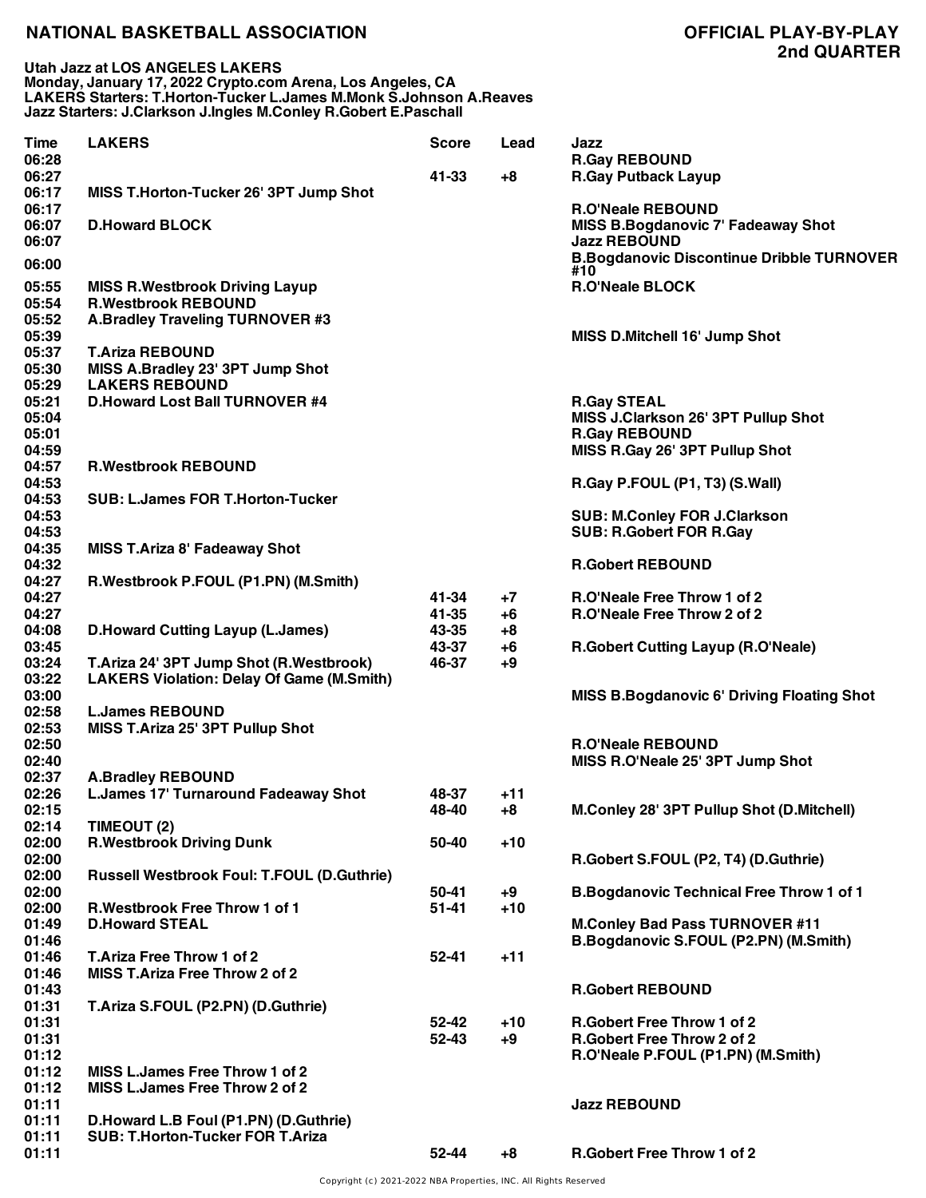# NATIONAL BASKETBALL ASSOCIATION

## OFFICIAL PLAY-BY-PLAY
## 2nd QUARTER

**Utah Jazz at LOS ANGELES LAKERS**
**Monday, January 17, 2022 Crypto.com Arena, Los Angeles, CA**
**LAKERS Starters: T.Horton-Tucker L.James M.Monk S.Johnson A.Reaves**
**Jazz Starters: J.Clarkson J.Ingles M.Conley R.Gobert E.Paschall**

| Time | LAKERS | Score | Lead | Jazz |
|---|---|---|---|---|
| 06:28 | | | | R.Gay REBOUND |
| 06:27 | | 41-33 | +8 | R.Gay Putback Layup |
| 06:17 | MISS T.Horton-Tucker 26' 3PT Jump Shot | | | |
| 06:17 | | | | R.O'Neale REBOUND |
| 06:07 | D.Howard BLOCK | | | MISS B.Bogdanovic 7' Fadeaway Shot |
| 06:07 | | | | Jazz REBOUND |
| 06:00 | | | | B.Bogdanovic Discontinue Dribble TURNOVER #10 |
| 05:55 | MISS R.Westbrook Driving Layup | | | R.O'Neale BLOCK |
| 05:54 | R.Westbrook REBOUND | | | |
| 05:52 | A.Bradley Traveling TURNOVER #3 | | | |
| 05:39 | | | | MISS D.Mitchell 16' Jump Shot |
| 05:37 | T.Ariza REBOUND | | | |
| 05:30 | MISS A.Bradley 23' 3PT Jump Shot | | | |
| 05:29 | LAKERS REBOUND | | | |
| 05:21 | D.Howard Lost Ball TURNOVER #4 | | | R.Gay STEAL |
| 05:04 | | | | MISS J.Clarkson 26' 3PT Pullup Shot |
| 05:01 | | | | R.Gay REBOUND |
| 04:59 | | | | MISS R.Gay 26' 3PT Pullup Shot |
| 04:57 | R.Westbrook REBOUND | | | |
| 04:53 | | | | R.Gay P.FOUL (P1, T3) (S.Wall) |
| 04:53 | SUB: L.James FOR T.Horton-Tucker | | | |
| 04:53 | | | | SUB: M.Conley FOR J.Clarkson |
| 04:53 | | | | SUB: R.Gobert FOR R.Gay |
| 04:35 | MISS T.Ariza 8' Fadeaway Shot | | | |
| 04:32 | | | | R.Gobert REBOUND |
| 04:27 | R.Westbrook P.FOUL (P1.PN) (M.Smith) | | | |
| 04:27 | | 41-34 | +7 | R.O'Neale Free Throw 1 of 2 |
| 04:27 | | 41-35 | +6 | R.O'Neale Free Throw 2 of 2 |
| 04:08 | D.Howard Cutting Layup (L.James) | 43-35 | +8 | |
| 03:45 | | 43-37 | +6 | R.Gobert Cutting Layup (R.O'Neale) |
| 03:24 | T.Ariza 24' 3PT Jump Shot (R.Westbrook) | 46-37 | +9 | |
| 03:22 | LAKERS Violation: Delay Of Game (M.Smith) | | | |
| 03:00 | | | | MISS B.Bogdanovic 6' Driving Floating Shot |
| 02:58 | L.James REBOUND | | | |
| 02:53 | MISS T.Ariza 25' 3PT Pullup Shot | | | |
| 02:50 | | | | R.O'Neale REBOUND |
| 02:40 | | | | MISS R.O'Neale 25' 3PT Jump Shot |
| 02:37 | A.Bradley REBOUND | | | |
| 02:26 | L.James 17' Turnaround Fadeaway Shot | 48-37 | +11 | |
| 02:15 | | 48-40 | +8 | M.Conley 28' 3PT Pullup Shot (D.Mitchell) |
| 02:14 | TIMEOUT (2) | | | |
| 02:00 | R.Westbrook Driving Dunk | 50-40 | +10 | |
| 02:00 | | | | R.Gobert S.FOUL (P2, T4) (D.Guthrie) |
| 02:00 | Russell Westbrook Foul: T.FOUL (D.Guthrie) | | | |
| 02:00 | | 50-41 | +9 | B.Bogdanovic Technical Free Throw 1 of 1 |
| 02:00 | R.Westbrook Free Throw 1 of 1 | 51-41 | +10 | |
| 01:49 | D.Howard STEAL | | | M.Conley Bad Pass TURNOVER #11 |
| 01:46 | | | | B.Bogdanovic S.FOUL (P2.PN) (M.Smith) |
| 01:46 | T.Ariza Free Throw 1 of 2 | 52-41 | +11 | |
| 01:46 | MISS T.Ariza Free Throw 2 of 2 | | | |
| 01:43 | | | | R.Gobert REBOUND |
| 01:31 | T.Ariza S.FOUL (P2.PN) (D.Guthrie) | | | |
| 01:31 | | 52-42 | +10 | R.Gobert Free Throw 1 of 2 |
| 01:31 | | 52-43 | +9 | R.Gobert Free Throw 2 of 2 |
| 01:12 | | | | R.O'Neale P.FOUL (P1.PN) (M.Smith) |
| 01:12 | MISS L.James Free Throw 1 of 2 | | | |
| 01:12 | MISS L.James Free Throw 2 of 2 | | | |
| 01:11 | | | | Jazz REBOUND |
| 01:11 | D.Howard L.B Foul (P1.PN) (D.Guthrie) | | | |
| 01:11 | SUB: T.Horton-Tucker FOR T.Ariza | | | |
| 01:11 | | 52-44 | +8 | R.Gobert Free Throw 1 of 2 |

Copyright (c) 2021-2022 NBA Properties, INC. All Rights Reserved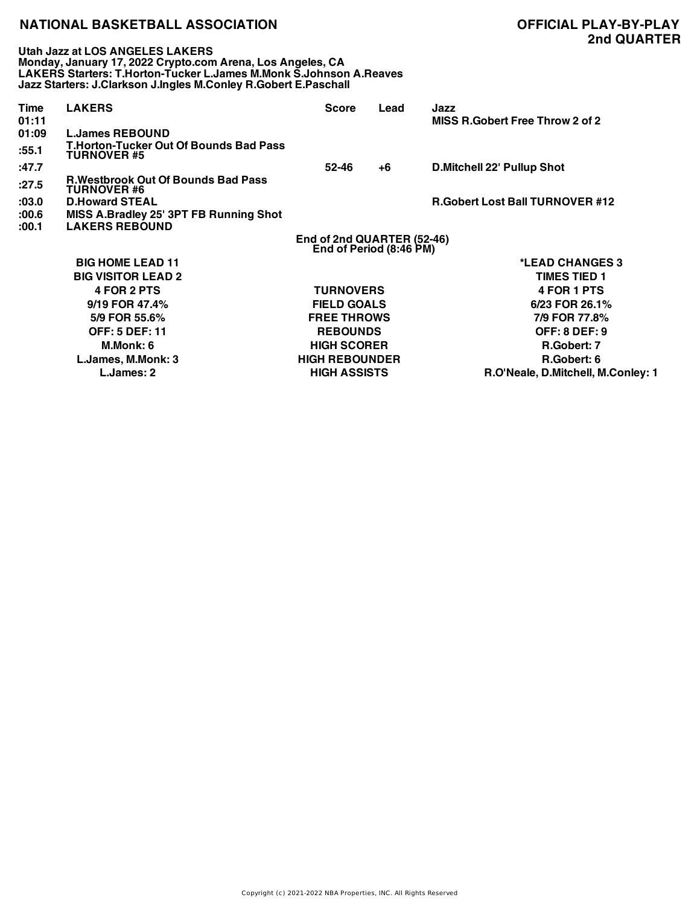# NATIONAL BASKETBALL ASSOCIATION

## OFFICIAL PLAY-BY-PLAY
## 2nd QUARTER

**Utah Jazz at LOS ANGELES LAKERS**
**Monday, January 17, 2022 Crypto.com Arena, Los Angeles, CA**
**LAKERS Starters: T.Horton-Tucker L.James M.Monk S.Johnson A.Reaves**
**Jazz Starters: J.Clarkson J.Ingles M.Conley R.Gobert E.Paschall**

| Time | LAKERS | Score | Lead | Jazz |
|---|---|---|---|---|
| 01:11 | | | | MISS R.Gobert Free Throw 2 of 2 |
| 01:09 | L.James REBOUND | | | |
| :55.1 | T.Horton-Tucker Out Of Bounds Bad Pass TURNOVER #5 | | | |
| :47.7 | | 52-46 | +6 | D.Mitchell 22' Pullup Shot |
| :27.5 | R.Westbrook Out Of Bounds Bad Pass TURNOVER #6 | | | |
| :03.0 | D.Howard STEAL | | | R.Gobert Lost Ball TURNOVER #12 |
| :00.6 | MISS A.Bradley 25' 3PT FB Running Shot | | | |
| :00.1 | LAKERS REBOUND | | | |

End of 2nd QUARTER (52-46)
End of Period (8:46 PM)

| LAKERS | | Jazz |
|---|---|---|
| BIG HOME LEAD 11 | | *LEAD CHANGES 3 |
| BIG VISITOR LEAD 2 | | TIMES TIED 1 |
| 4 FOR 2 PTS | TURNOVERS | 4 FOR 1 PTS |
| 9/19 FOR 47.4% | FIELD GOALS | 6/23 FOR 26.1% |
| 5/9 FOR 55.6% | FREE THROWS | 7/9 FOR 77.8% |
| OFF: 5 DEF: 11 | REBOUNDS | OFF: 8 DEF: 9 |
| M.Monk: 6 | HIGH SCORER | R.Gobert: 7 |
| L.James, M.Monk: 3 | HIGH REBOUNDER | R.Gobert: 6 |
| L.James: 2 | HIGH ASSISTS | R.O'Neale, D.Mitchell, M.Conley: 1 |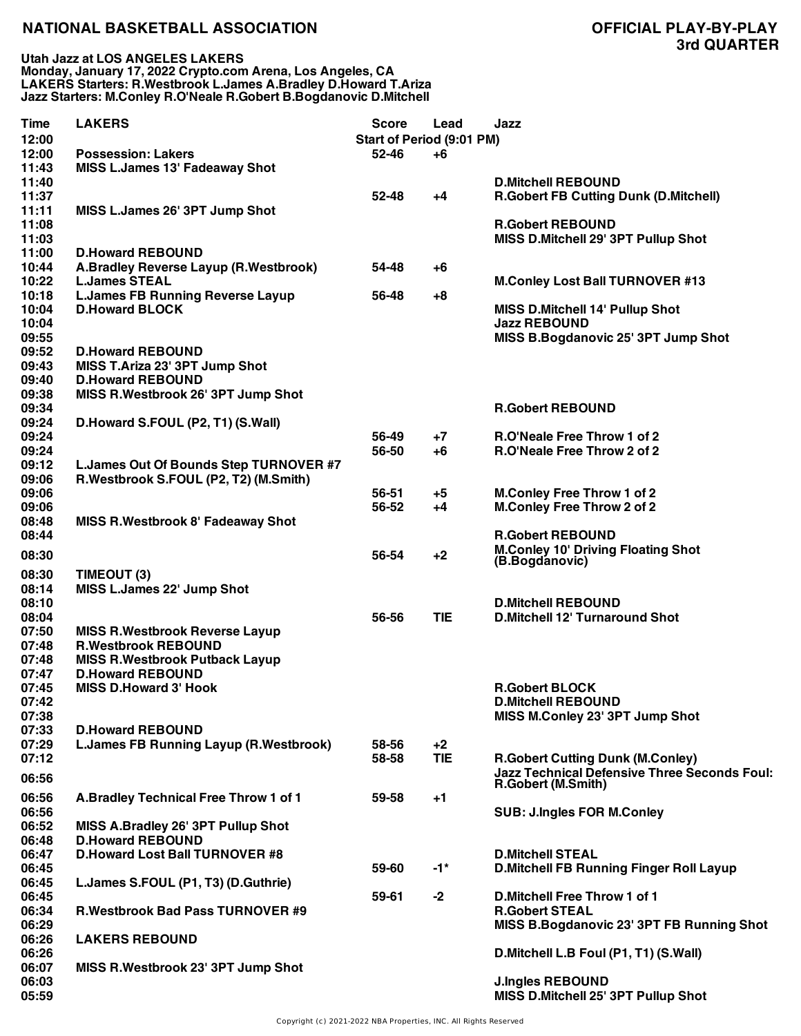# NATIONAL BASKETBALL ASSOCIATION

## OFFICIAL PLAY-BY-PLAY
## 3rd QUARTER

**Utah Jazz at LOS ANGELES LAKERS**
**Monday, January 17, 2022 Crypto.com Arena, Los Angeles, CA**
**LAKERS Starters: R.Westbrook L.James A.Bradley D.Howard T.Ariza**
**Jazz Starters: M.Conley R.O'Neale R.Gobert B.Bogdanovic D.Mitchell**

| Time | LAKERS | Score | Lead | Jazz |
|---|---|---|---|---|
| 12:00 | | Start of Period (9:01 PM) | | |
| 12:00 | Possession: Lakers | 52-46 | +6 | |
| 11:43 | MISS L.James 13' Fadeaway Shot | | | |
| 11:40 | | | | D.Mitchell REBOUND |
| 11:37 | | 52-48 | +4 | R.Gobert FB Cutting Dunk (D.Mitchell) |
| 11:11 | MISS L.James 26' 3PT Jump Shot | | | |
| 11:08 | | | | R.Gobert REBOUND |
| 11:03 | | | | MISS D.Mitchell 29' 3PT Pullup Shot |
| 11:00 | D.Howard REBOUND | | | |
| 10:44 | A.Bradley Reverse Layup (R.Westbrook) | 54-48 | +6 | |
| 10:22 | L.James STEAL | | | M.Conley Lost Ball TURNOVER #13 |
| 10:18 | L.James FB Running Reverse Layup | 56-48 | +8 | |
| 10:04 | D.Howard BLOCK | | | MISS D.Mitchell 14' Pullup Shot |
| 10:04 | | | | Jazz REBOUND |
| 09:55 | | | | MISS B.Bogdanovic 25' 3PT Jump Shot |
| 09:52 | D.Howard REBOUND | | | |
| 09:43 | MISS T.Ariza 23' 3PT Jump Shot | | | |
| 09:40 | D.Howard REBOUND | | | |
| 09:38 | MISS R.Westbrook 26' 3PT Jump Shot | | | |
| 09:34 | | | | R.Gobert REBOUND |
| 09:24 | D.Howard S.FOUL (P2, T1) (S.Wall) | | | |
| 09:24 | | 56-49 | +7 | R.O'Neale Free Throw 1 of 2 |
| 09:24 | | 56-50 | +6 | R.O'Neale Free Throw 2 of 2 |
| 09:12 | L.James Out Of Bounds Step TURNOVER #7 | | | |
| 09:06 | R.Westbrook S.FOUL (P2, T2) (M.Smith) | | | |
| 09:06 | | 56-51 | +5 | M.Conley Free Throw 1 of 2 |
| 09:06 | | 56-52 | +4 | M.Conley Free Throw 2 of 2 |
| 08:48 | MISS R.Westbrook 8' Fadeaway Shot | | | |
| 08:44 | | | | R.Gobert REBOUND |
| 08:30 | | 56-54 | +2 | M.Conley 10' Driving Floating Shot (B.Bogdanovic) |
| 08:30 | TIMEOUT (3) | | | |
| 08:14 | MISS L.James 22' Jump Shot | | | |
| 08:10 | | | | D.Mitchell REBOUND |
| 08:04 | | 56-56 | TIE | D.Mitchell 12' Turnaround Shot |
| 07:50 | MISS R.Westbrook Reverse Layup | | | |
| 07:48 | R.Westbrook REBOUND | | | |
| 07:48 | MISS R.Westbrook Putback Layup | | | |
| 07:47 | D.Howard REBOUND | | | |
| 07:45 | MISS D.Howard 3' Hook | | | R.Gobert BLOCK |
| 07:42 | | | | D.Mitchell REBOUND |
| 07:38 | | | | MISS M.Conley 23' 3PT Jump Shot |
| 07:33 | D.Howard REBOUND | | | |
| 07:29 | L.James FB Running Layup (R.Westbrook) | 58-56 | +2 | |
| 07:12 | | 58-58 | TIE | R.Gobert Cutting Dunk (M.Conley) |
| 06:56 | | | | Jazz Technical Defensive Three Seconds Foul: R.Gobert (M.Smith) |
| 06:56 | A.Bradley Technical Free Throw 1 of 1 | 59-58 | +1 | |
| 06:56 | | | | SUB: J.Ingles FOR M.Conley |
| 06:52 | MISS A.Bradley 26' 3PT Pullup Shot | | | |
| 06:48 | D.Howard REBOUND | | | |
| 06:47 | D.Howard Lost Ball TURNOVER #8 | | | D.Mitchell STEAL |
| 06:45 | | 59-60 | -1* | D.Mitchell FB Running Finger Roll Layup |
| 06:45 | L.James S.FOUL (P1, T3) (D.Guthrie) | | | |
| 06:45 | | 59-61 | -2 | D.Mitchell Free Throw 1 of 1 |
| 06:34 | R.Westbrook Bad Pass TURNOVER #9 | | | R.Gobert STEAL |
| 06:29 | | | | MISS B.Bogdanovic 23' 3PT FB Running Shot |
| 06:26 | LAKERS REBOUND | | | |
| 06:26 | | | | D.Mitchell L.B Foul (P1, T1) (S.Wall) |
| 06:07 | MISS R.Westbrook 23' 3PT Jump Shot | | | |
| 06:03 | | | | J.Ingles REBOUND |
| 05:59 | | | | MISS D.Mitchell 25' 3PT Pullup Shot |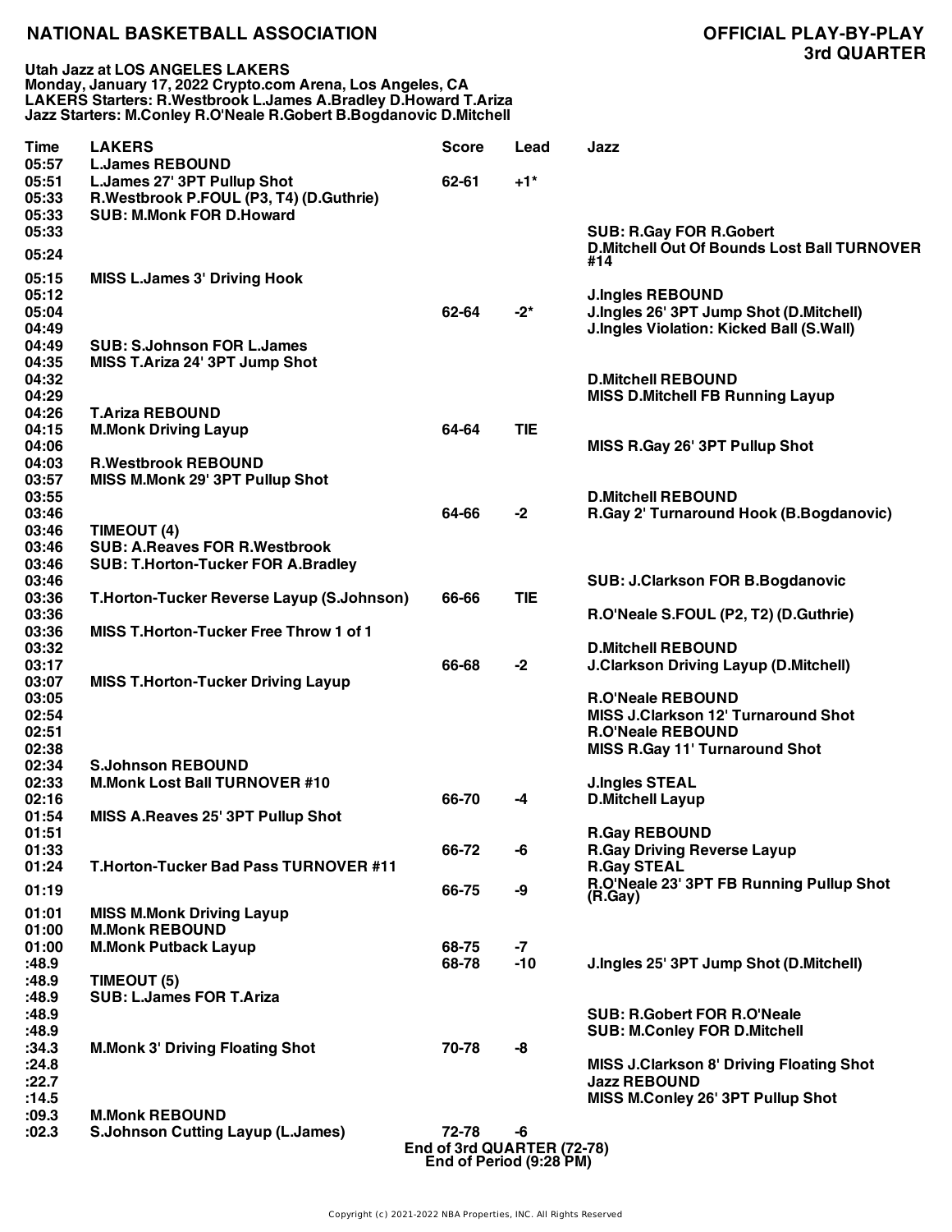# NATIONAL BASKETBALL ASSOCIATION

## OFFICIAL PLAY-BY-PLAY
## 3rd QUARTER

**Utah Jazz at LOS ANGELES LAKERS**
**Monday, January 17, 2022 Crypto.com Arena, Los Angeles, CA**
**LAKERS Starters: R.Westbrook L.James A.Bradley D.Howard T.Ariza**
**Jazz Starters: M.Conley R.O'Neale R.Gobert B.Bogdanovic D.Mitchell**

| Time | LAKERS | Score | Lead | Jazz |
|---|---|---|---|---|
| 05:57 | L.James REBOUND | | | |
| 05:51 | L.James 27' 3PT Pullup Shot | 62-61 | +1* | |
| 05:33 | R.Westbrook P.FOUL (P3, T4) (D.Guthrie) | | | |
| 05:33 | SUB: M.Monk FOR D.Howard | | | |
| 05:33 | | | | SUB: R.Gay FOR R.Gobert |
| 05:24 | | | | D.Mitchell Out Of Bounds Lost Ball TURNOVER #14 |
| 05:15 | MISS L.James 3' Driving Hook | | | |
| 05:12 | | | | J.Ingles REBOUND |
| 05:04 | | 62-64 | -2* | J.Ingles 26' 3PT Jump Shot (D.Mitchell) |
| 04:49 | | | | J.Ingles Violation: Kicked Ball (S.Wall) |
| 04:49 | SUB: S.Johnson FOR L.James | | | |
| 04:35 | MISS T.Ariza 24' 3PT Jump Shot | | | |
| 04:32 | | | | D.Mitchell REBOUND |
| 04:29 | | | | MISS D.Mitchell FB Running Layup |
| 04:26 | T.Ariza REBOUND | | | |
| 04:15 | M.Monk Driving Layup | 64-64 | TIE | |
| 04:06 | | | | MISS R.Gay 26' 3PT Pullup Shot |
| 04:03 | R.Westbrook REBOUND | | | |
| 03:57 | MISS M.Monk 29' 3PT Pullup Shot | | | |
| 03:55 | | | | D.Mitchell REBOUND |
| 03:46 | | 64-66 | -2 | R.Gay 2' Turnaround Hook (B.Bogdanovic) |
| 03:46 | TIMEOUT (4) | | | |
| 03:46 | SUB: A.Reaves FOR R.Westbrook | | | |
| 03:46 | SUB: T.Horton-Tucker FOR A.Bradley | | | |
| 03:46 | | | | SUB: J.Clarkson FOR B.Bogdanovic |
| 03:36 | T.Horton-Tucker Reverse Layup (S.Johnson) | 66-66 | TIE | |
| 03:36 | | | | R.O'Neale S.FOUL (P2, T2) (D.Guthrie) |
| 03:36 | MISS T.Horton-Tucker Free Throw 1 of 1 | | | |
| 03:32 | | | | D.Mitchell REBOUND |
| 03:17 | | 66-68 | -2 | J.Clarkson Driving Layup (D.Mitchell) |
| 03:07 | MISS T.Horton-Tucker Driving Layup | | | |
| 03:05 | | | | R.O'Neale REBOUND |
| 02:54 | | | | MISS J.Clarkson 12' Turnaround Shot |
| 02:51 | | | | R.O'Neale REBOUND |
| 02:38 | | | | MISS R.Gay 11' Turnaround Shot |
| 02:34 | S.Johnson REBOUND | | | |
| 02:33 | M.Monk Lost Ball TURNOVER #10 | | | J.Ingles STEAL |
| 02:16 | | 66-70 | -4 | D.Mitchell Layup |
| 01:54 | MISS A.Reaves 25' 3PT Pullup Shot | | | |
| 01:51 | | | | R.Gay REBOUND |
| 01:33 | | 66-72 | -6 | R.Gay Driving Reverse Layup |
| 01:24 | T.Horton-Tucker Bad Pass TURNOVER #11 | | | R.Gay STEAL |
| 01:19 | | 66-75 | -9 | R.O'Neale 23' 3PT FB Running Pullup Shot (R.Gay) |
| 01:01 | MISS M.Monk Driving Layup | | | |
| 01:00 | M.Monk REBOUND | | | |
| 01:00 | M.Monk Putback Layup | 68-75 | -7 | |
| :48.9 | | 68-78 | -10 | J.Ingles 25' 3PT Jump Shot (D.Mitchell) |
| :48.9 | TIMEOUT (5) | | | |
| :48.9 | SUB: L.James FOR T.Ariza | | | |
| :48.9 | | | | SUB: R.Gobert FOR R.O'Neale |
| :48.9 | | | | SUB: M.Conley FOR D.Mitchell |
| :34.3 | M.Monk 3' Driving Floating Shot | 70-78 | -8 | |
| :24.8 | | | | MISS J.Clarkson 8' Driving Floating Shot |
| :22.7 | | | | Jazz REBOUND |
| :14.5 | | | | MISS M.Conley 26' 3PT Pullup Shot |
| :09.3 | M.Monk REBOUND | | | |
| :02.3 | S.Johnson Cutting Layup (L.James) | 72-78 | -6 | |

**End of 3rd QUARTER (72-78)**
**End of Period (9:28 PM)**

Copyright (c) 2021-2022 NBA Properties, INC. All Rights Reserved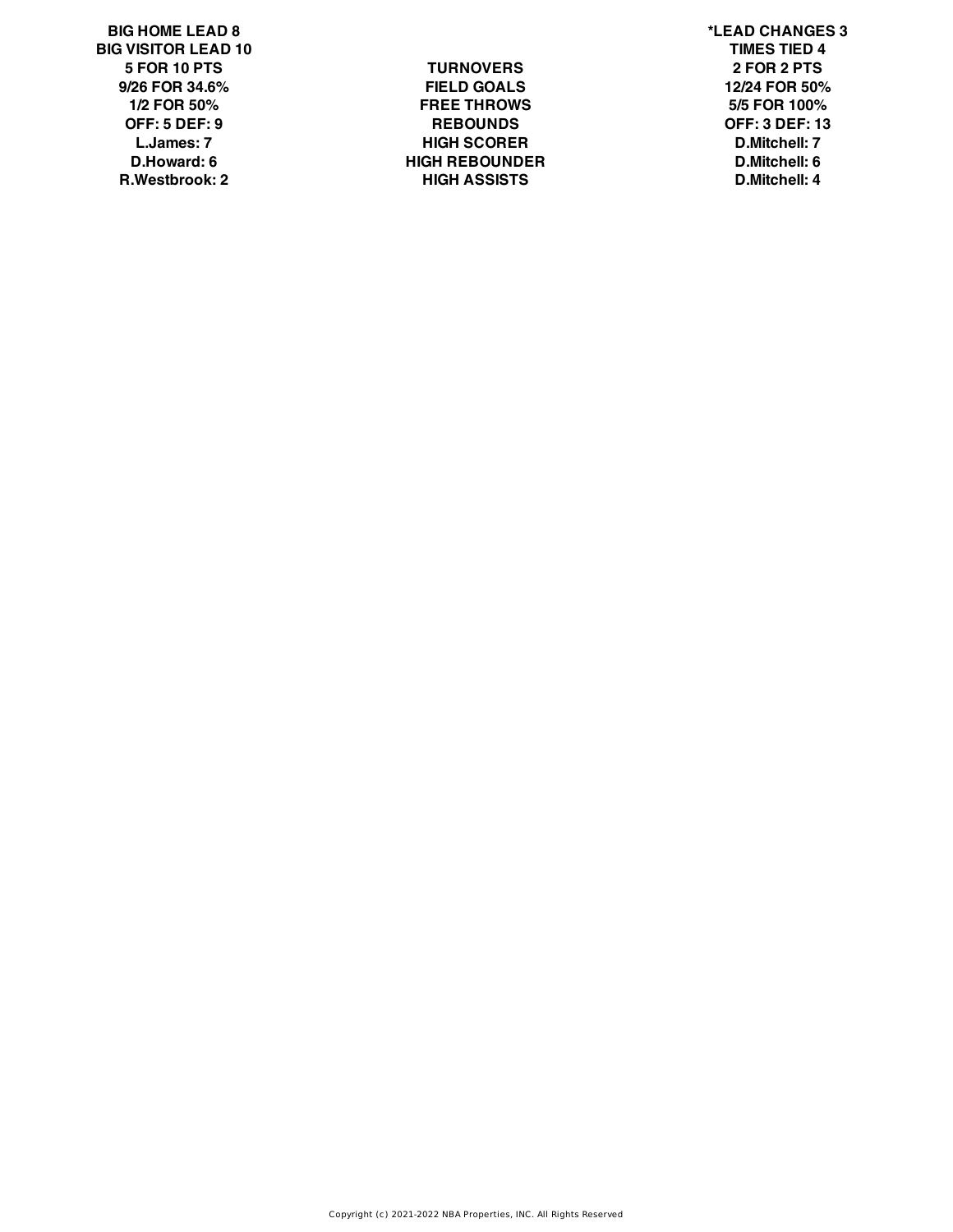| BIG HOME LEAD 8 | | *LEAD CHANGES 3 |
| --- | --- | --- |
| BIG VISITOR LEAD 10 | | TIMES TIED 4 |
| 5 FOR 10 PTS | TURNOVERS | 2 FOR 2 PTS |
| 9/26 FOR 34.6% | FIELD GOALS | 12/24 FOR 50% |
| 1/2 FOR 50% | FREE THROWS | 5/5 FOR 100% |
| OFF: 5 DEF: 9 | REBOUNDS | OFF: 3 DEF: 13 |
| L.James: 7 | HIGH SCORER | D.Mitchell: 7 |
| D.Howard: 6 | HIGH REBOUNDER | D.Mitchell: 6 |
| R.Westbrook: 2 | HIGH ASSISTS | D.Mitchell: 4 |

Copyright (c) 2021-2022 NBA Properties, INC. All Rights Reserved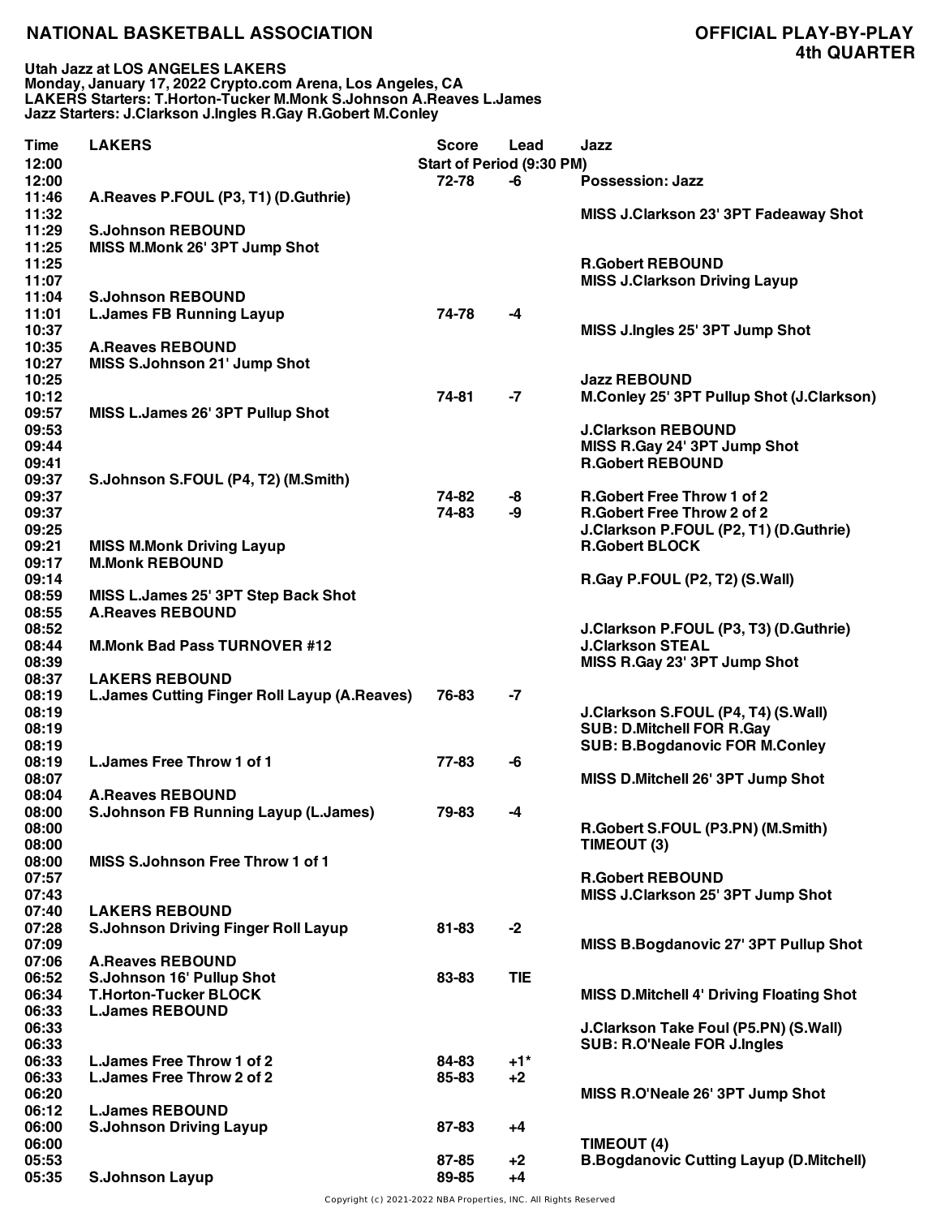**NATIONAL BASKETBALL ASSOCIATION**

**OFFICIAL PLAY-BY-PLAY**
**4th QUARTER**

**Utah Jazz at LOS ANGELES LAKERS**
**Monday, January 17, 2022 Crypto.com Arena, Los Angeles, CA**
**LAKERS Starters: T.Horton-Tucker M.Monk S.Johnson A.Reaves L.James**
**Jazz Starters: J.Clarkson J.Ingles R.Gay R.Gobert M.Conley**

| Time | LAKERS | Score | Lead | Jazz |
|---|---|---|---|---|
| 12:00 | | Start of Period (9:30 PM) | | |
| 12:00 | | 72-78 | -6 | Possession: Jazz |
| 11:46 | A.Reaves P.FOUL (P3, T1) (D.Guthrie) | | | |
| 11:32 | | | | MISS J.Clarkson 23' 3PT Fadeaway Shot |
| 11:29 | S.Johnson REBOUND | | | |
| 11:25 | MISS M.Monk 26' 3PT Jump Shot | | | |
| 11:25 | | | | R.Gobert REBOUND |
| 11:07 | | | | MISS J.Clarkson Driving Layup |
| 11:04 | S.Johnson REBOUND | | | |
| 11:01 | L.James FB Running Layup | 74-78 | -4 | |
| 10:37 | | | | MISS J.Ingles 25' 3PT Jump Shot |
| 10:35 | A.Reaves REBOUND | | | |
| 10:27 | MISS S.Johnson 21' Jump Shot | | | |
| 10:25 | | | | Jazz REBOUND |
| 10:12 | | 74-81 | -7 | M.Conley 25' 3PT Pullup Shot (J.Clarkson) |
| 09:57 | MISS L.James 26' 3PT Pullup Shot | | | |
| 09:53 | | | | J.Clarkson REBOUND |
| 09:44 | | | | MISS R.Gay 24' 3PT Jump Shot |
| 09:41 | | | | R.Gobert REBOUND |
| 09:37 | S.Johnson S.FOUL (P4, T2) (M.Smith) | | | |
| 09:37 | | 74-82 | -8 | R.Gobert Free Throw 1 of 2 |
| 09:37 | | 74-83 | -9 | R.Gobert Free Throw 2 of 2 |
| 09:25 | | | | J.Clarkson P.FOUL (P2, T1) (D.Guthrie) |
| 09:21 | MISS M.Monk Driving Layup | | | R.Gobert BLOCK |
| 09:17 | M.Monk REBOUND | | | |
| 09:14 | | | | R.Gay P.FOUL (P2, T2) (S.Wall) |
| 08:59 | MISS L.James 25' 3PT Step Back Shot | | | |
| 08:55 | A.Reaves REBOUND | | | |
| 08:52 | | | | J.Clarkson P.FOUL (P3, T3) (D.Guthrie) |
| 08:44 | M.Monk Bad Pass TURNOVER #12 | | | J.Clarkson STEAL |
| 08:39 | | | | MISS R.Gay 23' 3PT Jump Shot |
| 08:37 | LAKERS REBOUND | | | |
| 08:19 | L.James Cutting Finger Roll Layup (A.Reaves) | 76-83 | -7 | |
| 08:19 | | | | J.Clarkson S.FOUL (P4, T4) (S.Wall) |
| 08:19 | | | | SUB: D.Mitchell FOR R.Gay |
| 08:19 | | | | SUB: B.Bogdanovic FOR M.Conley |
| 08:19 | L.James Free Throw 1 of 1 | 77-83 | -6 | |
| 08:07 | | | | MISS D.Mitchell 26' 3PT Jump Shot |
| 08:04 | A.Reaves REBOUND | | | |
| 08:00 | S.Johnson FB Running Layup (L.James) | 79-83 | -4 | |
| 08:00 | | | | R.Gobert S.FOUL (P3.PN) (M.Smith) |
| 08:00 | | | | TIMEOUT (3) |
| 08:00 | MISS S.Johnson Free Throw 1 of 1 | | | |
| 07:57 | | | | R.Gobert REBOUND |
| 07:43 | | | | MISS J.Clarkson 25' 3PT Jump Shot |
| 07:40 | LAKERS REBOUND | | | |
| 07:28 | S.Johnson Driving Finger Roll Layup | 81-83 | -2 | |
| 07:09 | | | | MISS B.Bogdanovic 27' 3PT Pullup Shot |
| 07:06 | A.Reaves REBOUND | | | |
| 06:52 | S.Johnson 16' Pullup Shot | 83-83 | TIE | |
| 06:34 | T.Horton-Tucker BLOCK | | | MISS D.Mitchell 4' Driving Floating Shot |
| 06:33 | L.James REBOUND | | | |
| 06:33 | | | | J.Clarkson Take Foul (P5.PN) (S.Wall) |
| 06:33 | | | | SUB: R.O'Neale FOR J.Ingles |
| 06:33 | L.James Free Throw 1 of 2 | 84-83 | +1* | |
| 06:33 | L.James Free Throw 2 of 2 | 85-83 | +2 | |
| 06:20 | | | | MISS R.O'Neale 26' 3PT Jump Shot |
| 06:12 | L.James REBOUND | | | |
| 06:00 | S.Johnson Driving Layup | 87-83 | +4 | |
| 06:00 | | | | TIMEOUT (4) |
| 05:53 | | 87-85 | +2 | B.Bogdanovic Cutting Layup (D.Mitchell) |
| 05:35 | S.Johnson Layup | 89-85 | +4 | |

Copyright (c) 2021-2022 NBA Properties, INC. All Rights Reserved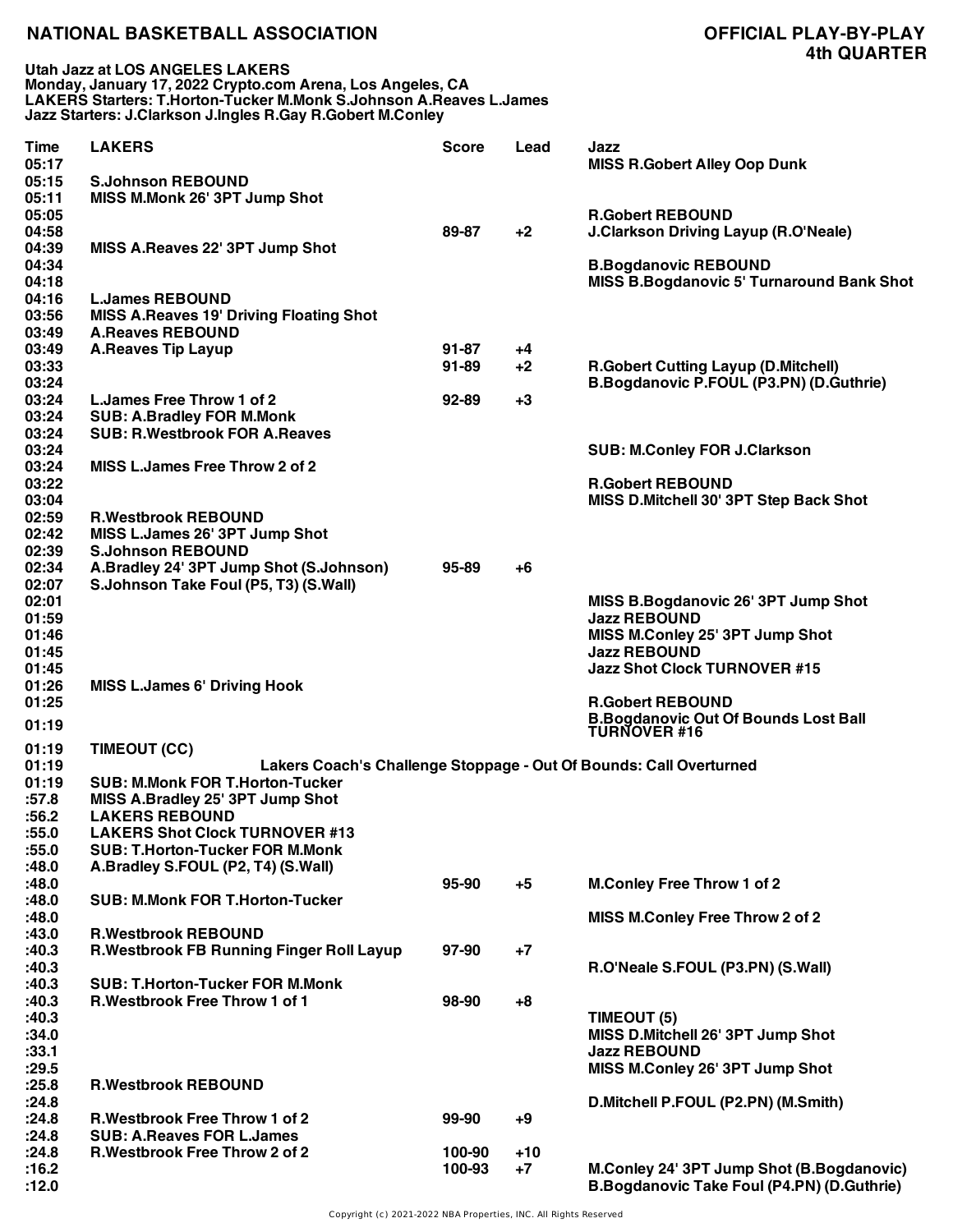# NATIONAL BASKETBALL ASSOCIATION

## OFFICIAL PLAY-BY-PLAY
## 4th QUARTER

**Utah Jazz at LOS ANGELES LAKERS**
**Monday, January 17, 2022 Crypto.com Arena, Los Angeles, CA**
**LAKERS Starters: T.Horton-Tucker M.Monk S.Johnson A.Reaves L.James**
**Jazz Starters: J.Clarkson J.Ingles R.Gay R.Gobert M.Conley**

| Time | LAKERS | Score | Lead | Jazz |
|---|---|---|---|---|
| 05:17 | | | | MISS R.Gobert Alley Oop Dunk |
| 05:15 | S.Johnson REBOUND | | | |
| 05:11 | MISS M.Monk 26' 3PT Jump Shot | | | |
| 05:05 | | | | R.Gobert REBOUND |
| 04:58 | | 89-87 | +2 | J.Clarkson Driving Layup (R.O'Neale) |
| 04:39 | MISS A.Reaves 22' 3PT Jump Shot | | | |
| 04:34 | | | | B.Bogdanovic REBOUND |
| 04:18 | | | | MISS B.Bogdanovic 5' Turnaround Bank Shot |
| 04:16 | L.James REBOUND | | | |
| 03:56 | MISS A.Reaves 19' Driving Floating Shot | | | |
| 03:49 | A.Reaves REBOUND | | | |
| 03:49 | A.Reaves Tip Layup | 91-87 | +4 | |
| 03:33 | | 91-89 | +2 | R.Gobert Cutting Layup (D.Mitchell) |
| 03:24 | | | | B.Bogdanovic P.FOUL (P3.PN) (D.Guthrie) |
| 03:24 | L.James Free Throw 1 of 2 | 92-89 | +3 | |
| 03:24 | SUB: A.Bradley FOR M.Monk | | | |
| 03:24 | SUB: R.Westbrook FOR A.Reaves | | | |
| 03:24 | | | | SUB: M.Conley FOR J.Clarkson |
| 03:24 | MISS L.James Free Throw 2 of 2 | | | |
| 03:22 | | | | R.Gobert REBOUND |
| 03:04 | | | | MISS D.Mitchell 30' 3PT Step Back Shot |
| 02:59 | R.Westbrook REBOUND | | | |
| 02:42 | MISS L.James 26' 3PT Jump Shot | | | |
| 02:39 | S.Johnson REBOUND | | | |
| 02:34 | A.Bradley 24' 3PT Jump Shot (S.Johnson) | 95-89 | +6 | |
| 02:07 | S.Johnson Take Foul (P5, T3) (S.Wall) | | | |
| 02:01 | | | | MISS B.Bogdanovic 26' 3PT Jump Shot |
| 01:59 | | | | Jazz REBOUND |
| 01:46 | | | | MISS M.Conley 25' 3PT Jump Shot |
| 01:45 | | | | Jazz REBOUND |
| 01:45 | | | | Jazz Shot Clock TURNOVER #15 |
| 01:26 | MISS L.James 6' Driving Hook | | | |
| 01:25 | | | | R.Gobert REBOUND |
| 01:19 | | | | B.Bogdanovic Out Of Bounds Lost Ball TURNOVER #16 |
| 01:19 | TIMEOUT (CC) | | | |
| 01:19 | Lakers Coach's Challenge Stoppage - Out Of Bounds: Call Overturned | | | |
| 01:19 | SUB: M.Monk FOR T.Horton-Tucker | | | |
| :57.8 | MISS A.Bradley 25' 3PT Jump Shot | | | |
| :56.2 | LAKERS REBOUND | | | |
| :55.0 | LAKERS Shot Clock TURNOVER #13 | | | |
| :55.0 | SUB: T.Horton-Tucker FOR M.Monk | | | |
| :48.0 | A.Bradley S.FOUL (P2, T4) (S.Wall) | | | |
| :48.0 | | 95-90 | +5 | M.Conley Free Throw 1 of 2 |
| :48.0 | SUB: M.Monk FOR T.Horton-Tucker | | | |
| :48.0 | | | | MISS M.Conley Free Throw 2 of 2 |
| :43.0 | R.Westbrook REBOUND | | | |
| :40.3 | R.Westbrook FB Running Finger Roll Layup | 97-90 | +7 | |
| :40.3 | | | | R.O'Neale S.FOUL (P3.PN) (S.Wall) |
| :40.3 | SUB: T.Horton-Tucker FOR M.Monk | | | |
| :40.3 | R.Westbrook Free Throw 1 of 1 | 98-90 | +8 | |
| :40.3 | | | | TIMEOUT (5) |
| :34.0 | | | | MISS D.Mitchell 26' 3PT Jump Shot |
| :33.1 | | | | Jazz REBOUND |
| :29.5 | | | | MISS M.Conley 26' 3PT Jump Shot |
| :25.8 | R.Westbrook REBOUND | | | |
| :24.8 | | | | D.Mitchell P.FOUL (P2.PN) (M.Smith) |
| :24.8 | R.Westbrook Free Throw 1 of 2 | 99-90 | +9 | |
| :24.8 | SUB: A.Reaves FOR L.James | | | |
| :24.8 | R.Westbrook Free Throw 2 of 2 | 100-90 | +10 | |
| :16.2 | | 100-93 | +7 | M.Conley 24' 3PT Jump Shot (B.Bogdanovic) |
| :12.0 | | | | B.Bogdanovic Take Foul (P4.PN) (D.Guthrie) |

Copyright (c) 2021-2022 NBA Properties, INC. All Rights Reserved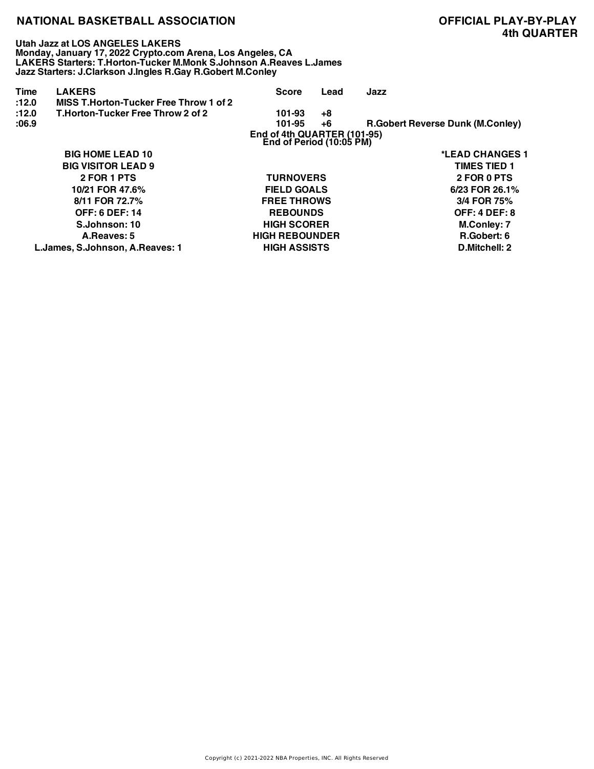**NATIONAL BASKETBALL ASSOCIATION**

**OFFICIAL PLAY-BY-PLAY**
**4th QUARTER**

**Utah Jazz at LOS ANGELES LAKERS**
**Monday, January 17, 2022 Crypto.com Arena, Los Angeles, CA**
**LAKERS Starters: T.Horton-Tucker M.Monk S.Johnson A.Reaves L.James**
**Jazz Starters: J.Clarkson J.Ingles R.Gay R.Gobert M.Conley**

| Time | LAKERS | Score | Lead | Jazz |
|---|---|---|---|---|
| :12.0 | MISS T.Horton-Tucker Free Throw 1 of 2 | | | |
| :12.0 | T.Horton-Tucker Free Throw 2 of 2 | 101-93 | +8 | |
| :06.9 | | 101-95 | +6 | R.Gobert Reverse Dunk (M.Conley) |
| | | End of 4th QUARTER (101-95) End of Period (10:05 PM) | | |

| LAKERS | | Jazz |
|---|---|---|
| BIG HOME LEAD 10 | | *LEAD CHANGES 1 |
| BIG VISITOR LEAD 9 | | TIMES TIED 1 |
| 2 FOR 1 PTS | TURNOVERS | 2 FOR 0 PTS |
| 10/21 FOR 47.6% | FIELD GOALS | 6/23 FOR 26.1% |
| 8/11 FOR 72.7% | FREE THROWS | 3/4 FOR 75% |
| OFF: 6 DEF: 14 | REBOUNDS | OFF: 4 DEF: 8 |
| S.Johnson: 10 | HIGH SCORER | M.Conley: 7 |
| A.Reaves: 5 | HIGH REBOUNDER | R.Gobert: 6 |
| L.James, S.Johnson, A.Reaves: 1 | HIGH ASSISTS | D.Mitchell: 2 |

Copyright (c) 2021-2022 NBA Properties, INC. All Rights Reserved